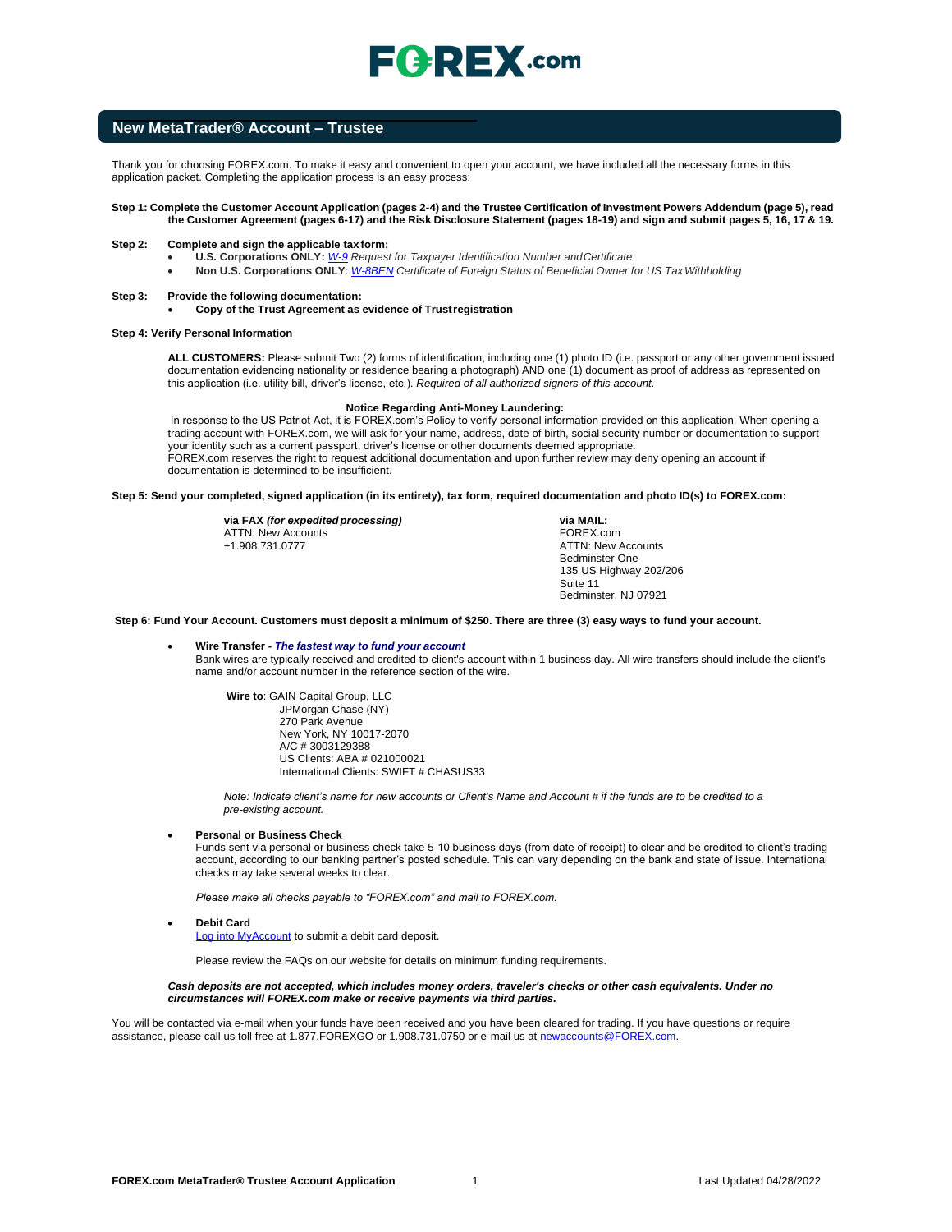# FOREX.com

## New MetaTrader® Account – Trustee

Thank you for choosing FOREX.com. To make it easy and convenient to open your account, we have included all the necessary forms in this application packet. Completing the application process is an easy process:

**Step 1: Complete the Customer Account Application (pages 2-4) and the Trustee Certification of Investment Powers Addendum (page 5), read the Customer Agreement (pages 6-17) and the Risk Disclosure Statement (pages 18-19) and sign and submit pages 5, 16, 17 & 19.**

**Step 2: Complete and sign the applicable tax form:**

- **U.S. Corporations ONLY:** *W-9 Request for Taxpayer Identification Number and Certificate*
- **Non U.S. Corporations ONLY**: *W-8BEN Certificate of Foreign Status of Beneficial Owner for US Tax Withholding*

**Step 3: Provide the following documentation:**

- **Copy of the Trust Agreement as evidence of Trust registration**

**Step 4: Verify Personal Information**

**ALL CUSTOMERS:** Please submit Two (2) forms of identification, including one (1) photo ID (i.e. passport or any other government issued documentation evidencing nationality or residence bearing a photograph) AND one (1) document as proof of address as represented on this application (i.e. utility bill, driver's license, etc.). *Required of all authorized signers of this account.*

**Notice Regarding Anti-Money Laundering:**

In response to the US Patriot Act, it is FOREX.com's Policy to verify personal information provided on this application. When opening a trading account with FOREX.com, we will ask for your name, address, date of birth, social security number or documentation to support your identity such as a current passport, driver's license or other documents deemed appropriate.
FOREX.com reserves the right to request additional documentation and upon further review may deny opening an account if documentation is determined to be insufficient.

**Step 5: Send your completed, signed application (in its entirety), tax form, required documentation and photo ID(s) to FOREX.com:**

**via FAX** ***(for expedited processing)***
ATTN: New Accounts
+1.908.731.0777

**via MAIL:**
FOREX.com
ATTN: New Accounts
Bedminster One
135 US Highway 202/206
Suite 11
Bedminster, NJ 07921

**Step 6: Fund Your Account. Customers must deposit a minimum of $250. There are three (3) easy ways to fund your account.**

- **Wire Transfer -** ***The fastest way to fund your account***
  Bank wires are typically received and credited to client's account within 1 business day. All wire transfers should include the client's name and/or account number in the reference section of the wire.

  **Wire to**: GAIN Capital Group, LLC
  JPMorgan Chase (NY)
  270 Park Avenue
  New York, NY 10017-2070
  A/C # 3003129388
  US Clients: ABA # 021000021
  International Clients: SWIFT # CHASUS33

  *Note: Indicate client's name for new accounts or Client's Name and Account # if the funds are to be credited to a pre-existing account.*

- **Personal or Business Check**
  Funds sent via personal or business check take 5-10 business days (from date of receipt) to clear and be credited to client's trading account, according to our banking partner's posted schedule. This can vary depending on the bank and state of issue. International checks may take several weeks to clear.

  *Please make all checks payable to "FOREX.com" and mail to FOREX.com.*

- **Debit Card**
  Log into MyAccount to submit a debit card deposit.

  Please review the FAQs on our website for details on minimum funding requirements.

***Cash deposits are not accepted, which includes money orders, traveler's checks or other cash equivalents. Under no circumstances will FOREX.com make or receive payments via third parties.***

You will be contacted via e-mail when your funds have been received and you have been cleared for trading. If you have questions or require assistance, please call us toll free at 1.877.FOREXGO or 1.908.731.0750 or e-mail us at newaccounts@FOREX.com.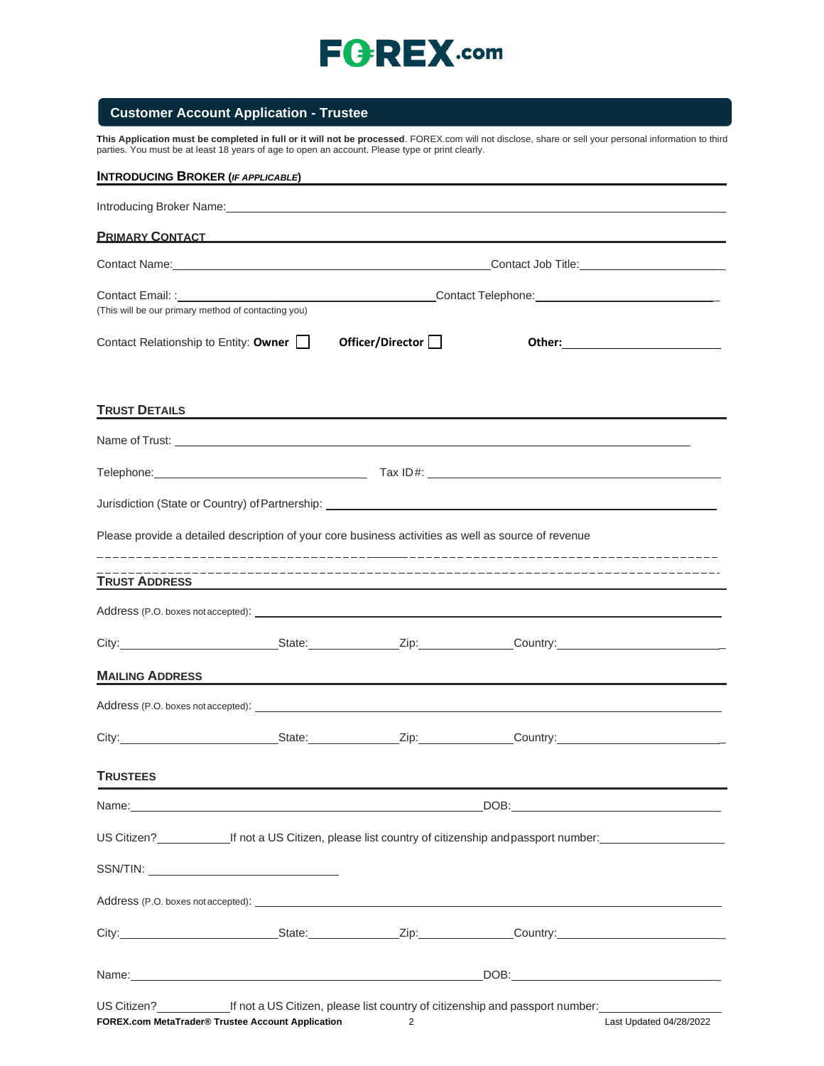FOREX.com

## Customer Account Application - Trustee

**This Application must be completed in full or it will not be processed**. FOREX.com will not disclose, share or sell your personal information to third parties. You must be at least 18 years of age to open an account. Please type or print clearly.

### INTRODUCING BROKER (*IF APPLICABLE*)

Introducing Broker Name: ____________________

### PRIMARY CONTACT

Contact Name: ____________________ Contact Job Title: ____________________

Contact Email: : ____________________ Contact Telephone: ____________________
(This will be our primary method of contacting you)

Contact Relationship to Entity: **Owner** ☐ **Officer/Director** ☐ **Other:** ____________________

### TRUST DETAILS

Name of Trust: ____________________

Telephone: ____________________ Tax ID#: ____________________

Jurisdiction (State or Country) of Partnership: ____________________

Please provide a detailed description of your core business activities as well as source of revenue

____________________

____________________

### TRUST ADDRESS

Address (P.O. boxes not accepted): ____________________

City: ____________________ State: ____________________ Zip: ____________________ Country: ____________________

### MAILING ADDRESS

Address (P.O. boxes not accepted): ____________________

City: ____________________ State: ____________________ Zip: ____________________ Country: ____________________

### TRUSTEES

Name: ____________________ DOB: ____________________

US Citizen? __________ If not a US Citizen, please list country of citizenship and passport number: ____________________

SSN/TIN: ____________________

Address (P.O. boxes not accepted): ____________________

City: ____________________ State: ____________________ Zip: ____________________ Country: ____________________

Name: ____________________ DOB: ____________________

US Citizen? __________ If not a US Citizen, please list country of citizenship and passport number: ____________________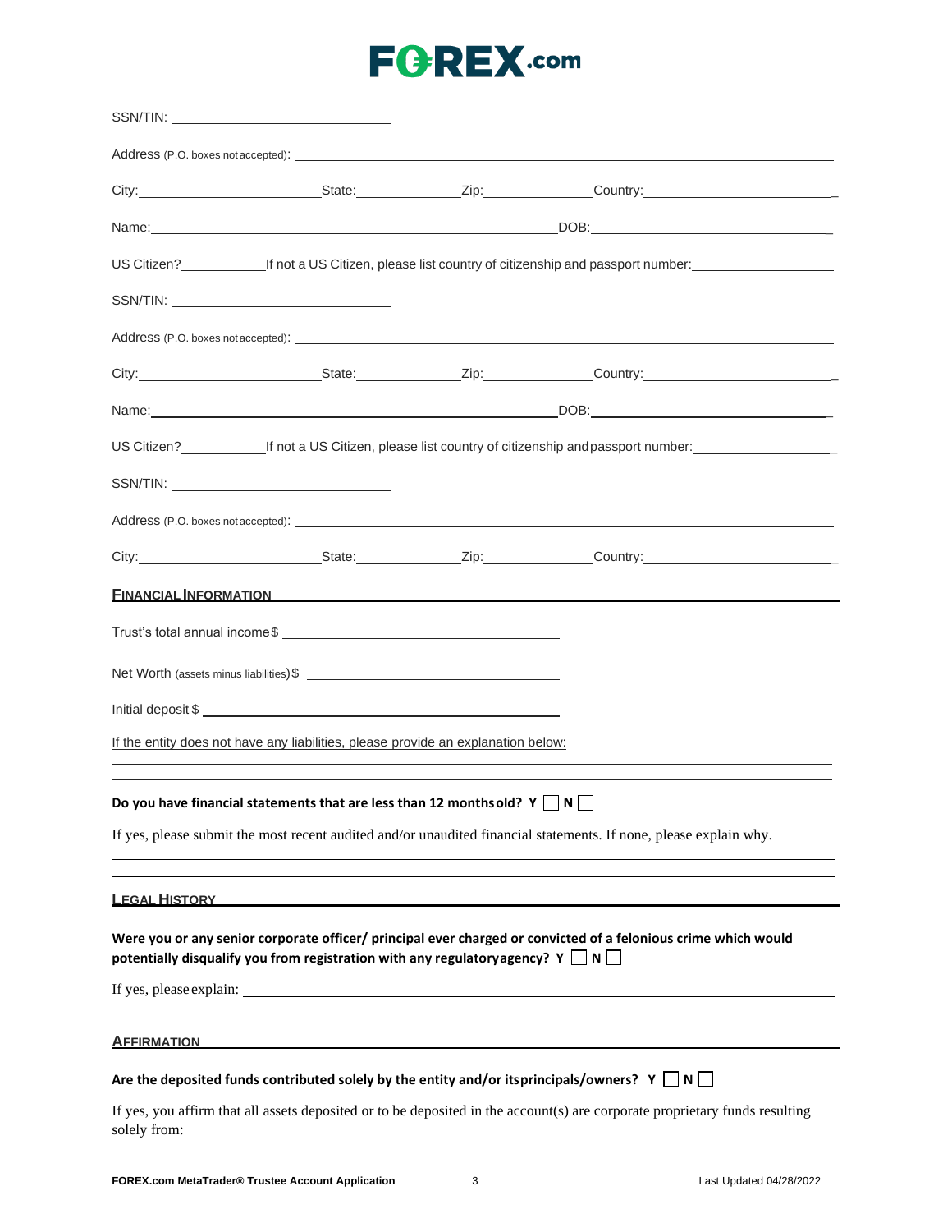SSN/TIN: ______________________________

Address (P.O. boxes not accepted): ______________________________________________________________

City: ______________________ State: ______________ Zip: ______________ Country: ______________________

Name: __________________________________________________ DOB: ______________________________

US Citizen? __________ If not a US Citizen, please list country of citizenship and passport number: __________________

SSN/TIN: ______________________________

Address (P.O. boxes not accepted): ______________________________________________________________

City: ______________________ State: ______________ Zip: ______________ Country: ______________________

Name: __________________________________________________ DOB: ______________________________

US Citizen? __________ If not a US Citizen, please list country of citizenship and passport number: __________________

SSN/TIN: ______________________________

Address (P.O. boxes not accepted): ______________________________________________________________

City: ______________________ State: ______________ Zip: ______________ Country: ______________________

## FINANCIAL INFORMATION

Trust's total annual income $ ______________________________

Net Worth (assets minus liabilities) $ ______________________________

Initial deposit $ ______________________________

If the entity does not have any liabilities, please provide an explanation below:

______________________________________________________________

______________________________________________________________

**Do you have financial statements that are less than 12 months old? Y ☐ N ☐**

If yes, please submit the most recent audited and/or unaudited financial statements. If none, please explain why.

______________________________________________________________

______________________________________________________________

## LEGAL HISTORY

**Were you or any senior corporate officer/ principal ever charged or convicted of a felonious crime which would potentially disqualify you from registration with any regulatory agency? Y ☐ N ☐**

If yes, please explain: ______________________________________________________________

## AFFIRMATION

**Are the deposited funds contributed solely by the entity and/or its principals/owners? Y ☐ N ☐**

If yes, you affirm that all assets deposited or to be deposited in the account(s) are corporate proprietary funds resulting solely from: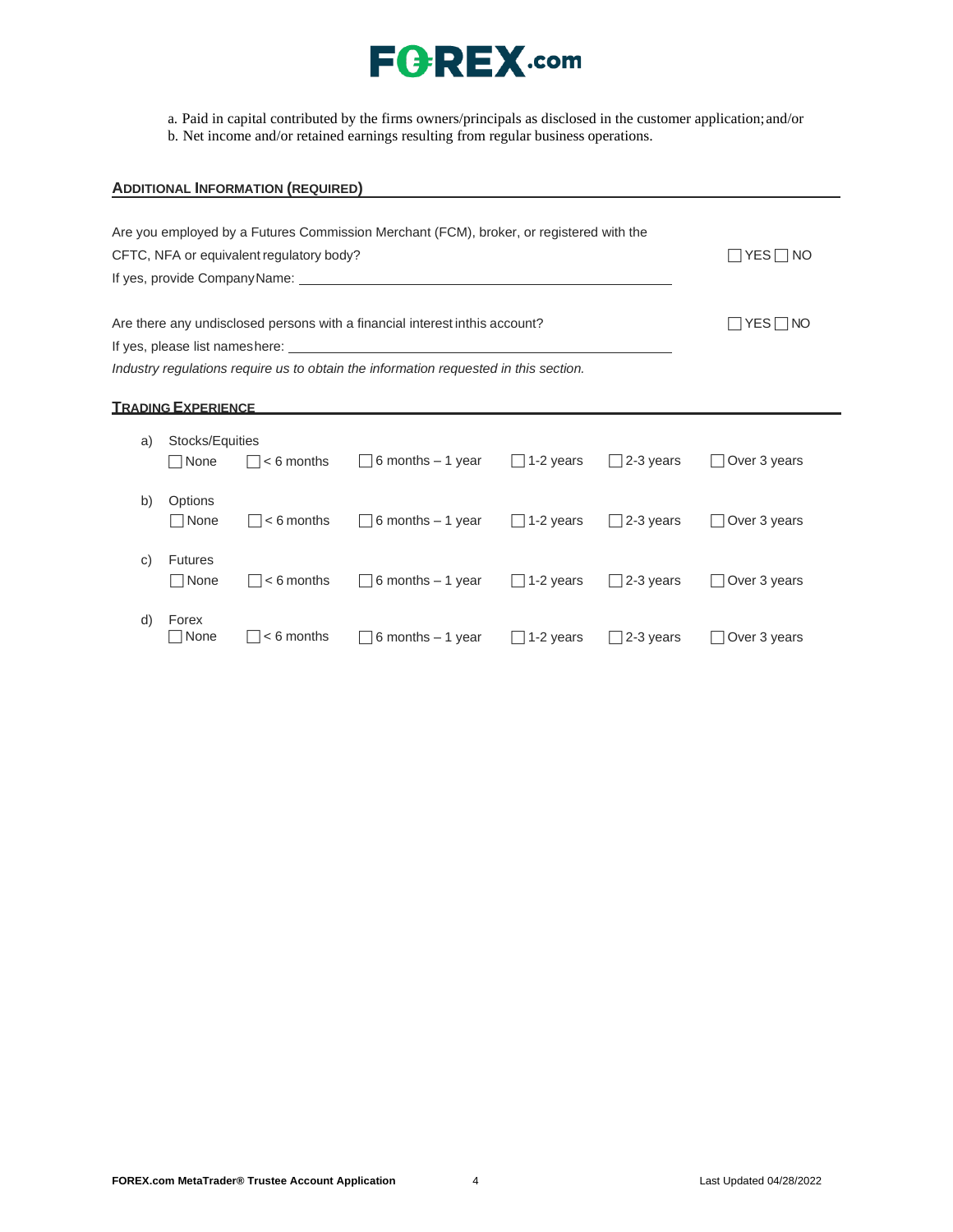a. Paid in capital contributed by the firms owners/principals as disclosed in the customer application; and/or
b. Net income and/or retained earnings resulting from regular business operations.

## ADDITIONAL INFORMATION (REQUIRED)

Are you employed by a Futures Commission Merchant (FCM), broker, or registered with the CFTC, NFA or equivalent regulatory body? ☐ YES ☐ NO

If yes, provide Company Name: ____________________

Are there any undisclosed persons with a financial interest in this account? ☐ YES ☐ NO

If yes, please list names here: ____________________

*Industry regulations require us to obtain the information requested in this section.*

## TRADING EXPERIENCE

a) Stocks/Equities
☐ None ☐ < 6 months ☐ 6 months – 1 year ☐ 1-2 years ☐ 2-3 years ☐ Over 3 years

b) Options
☐ None ☐ < 6 months ☐ 6 months – 1 year ☐ 1-2 years ☐ 2-3 years ☐ Over 3 years

c) Futures
☐ None ☐ < 6 months ☐ 6 months – 1 year ☐ 1-2 years ☐ 2-3 years ☐ Over 3 years

d) Forex
☐ None ☐ < 6 months ☐ 6 months – 1 year ☐ 1-2 years ☐ 2-3 years ☐ Over 3 years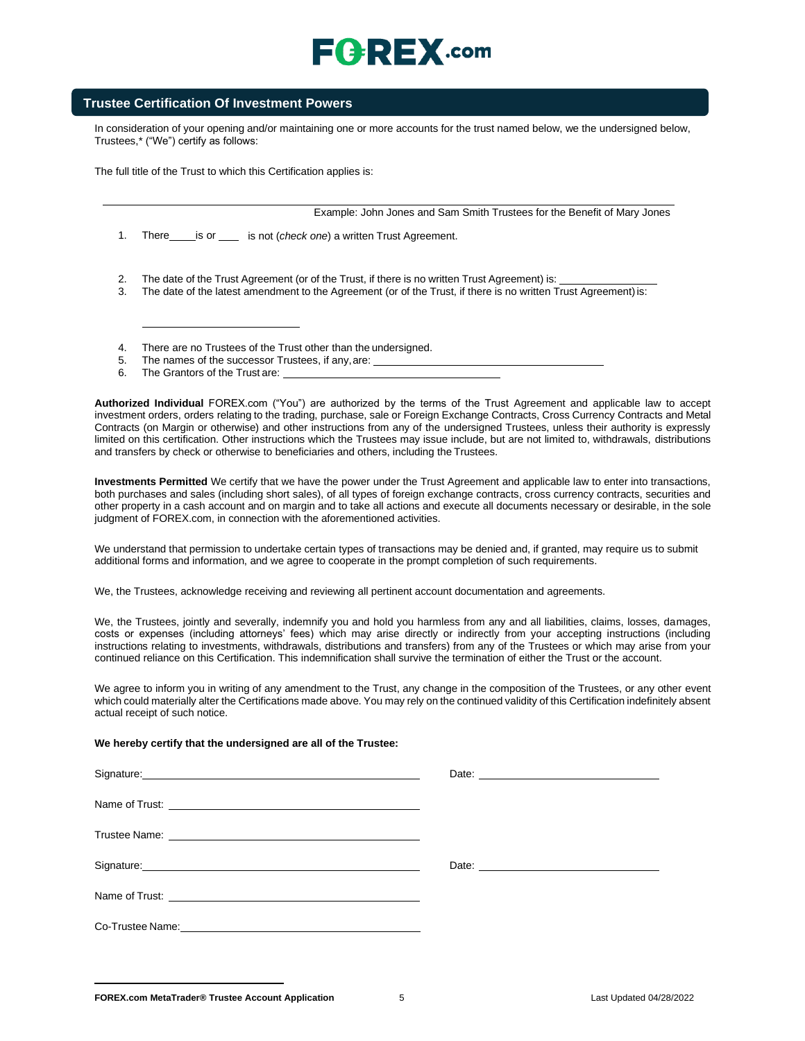## Trustee Certification Of Investment Powers

In consideration of your opening and/or maintaining one or more accounts for the trust named below, we the undersigned below, Trustees,* ("We") certify as follows:

The full title of the Trust to which this Certification applies is:

______________________________________________________________________

Example: John Jones and Sam Smith Trustees for the Benefit of Mary Jones

1. There ____ is or ____ is not (*check one*) a written Trust Agreement.
2. The date of the Trust Agreement (or of the Trust, if there is no written Trust Agreement) is: ________________
3. The date of the latest amendment to the Agreement (or of the Trust, if there is no written Trust Agreement) is:

   ____________________________

4. There are no Trustees of the Trust other than the undersigned.
5. The names of the successor Trustees, if any, are: ________________________________________
6. The Grantors of the Trust are: ____________________________________

**Authorized Individual** FOREX.com ("You") are authorized by the terms of the Trust Agreement and applicable law to accept investment orders, orders relating to the trading, purchase, sale or Foreign Exchange Contracts, Cross Currency Contracts and Metal Contracts (on Margin or otherwise) and other instructions from any of the undersigned Trustees, unless their authority is expressly limited on this certification. Other instructions which the Trustees may issue include, but are not limited to, withdrawals, distributions and transfers by check or otherwise to beneficiaries and others, including the Trustees.

**Investments Permitted** We certify that we have the power under the Trust Agreement and applicable law to enter into transactions, both purchases and sales (including short sales), of all types of foreign exchange contracts, cross currency contracts, securities and other property in a cash account and on margin and to take all actions and execute all documents necessary or desirable, in the sole judgment of FOREX.com, in connection with the aforementioned activities.

We understand that permission to undertake certain types of transactions may be denied and, if granted, may require us to submit additional forms and information, and we agree to cooperate in the prompt completion of such requirements.

We, the Trustees, acknowledge receiving and reviewing all pertinent account documentation and agreements.

We, the Trustees, jointly and severally, indemnify you and hold you harmless from any and all liabilities, claims, losses, damages, costs or expenses (including attorneys' fees) which may arise directly or indirectly from your accepting instructions (including instructions relating to investments, withdrawals, distributions and transfers) from any of the Trustees or which may arise from your continued reliance on this Certification. This indemnification shall survive the termination of either the Trust or the account.

We agree to inform you in writing of any amendment to the Trust, any change in the composition of the Trustees, or any other event which could materially alter the Certifications made above. You may rely on the continued validity of this Certification indefinitely absent actual receipt of such notice.

**We hereby certify that the undersigned are all of the Trustee:**

Signature: ________________________________________ Date: ____________________________

Name of Trust: ________________________________________

Trustee Name: ________________________________________

Signature: ________________________________________ Date: ____________________________

Name of Trust: ________________________________________

Co-Trustee Name: ________________________________________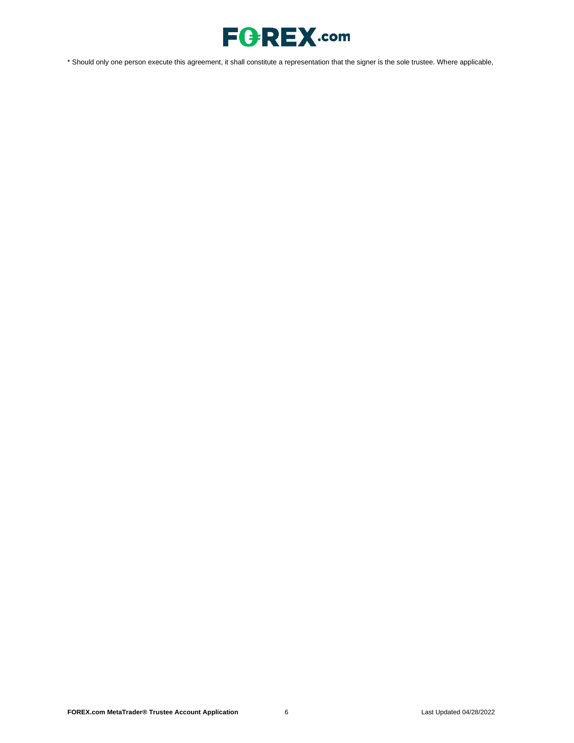* Should only one person execute this agreement, it shall constitute a representation that the signer is the sole trustee. Where applicable,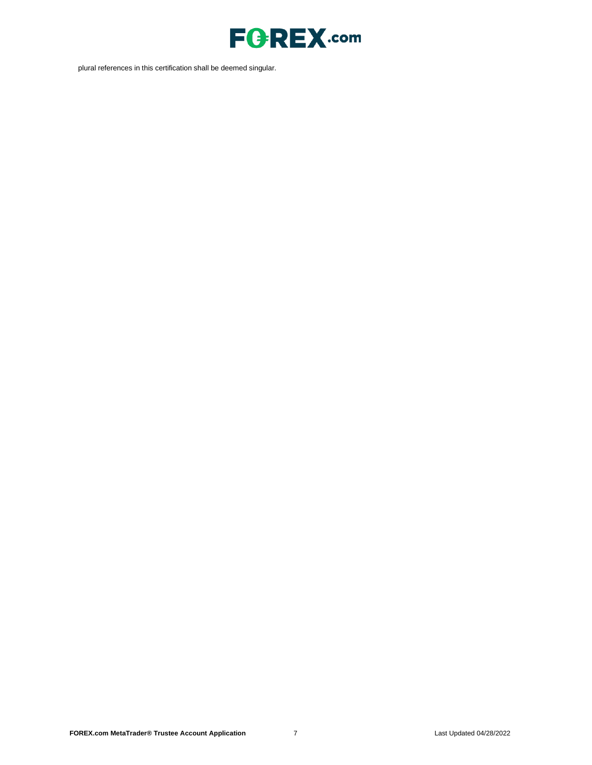plural references in this certification shall be deemed singular.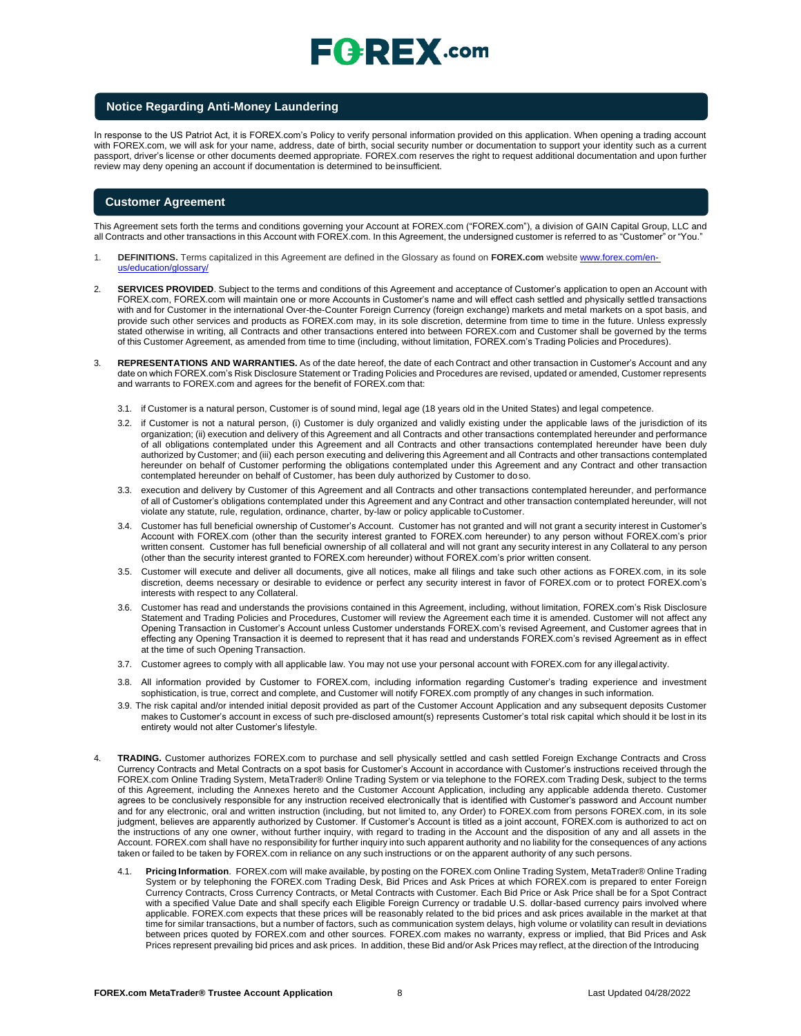## Notice Regarding Anti-Money Laundering

In response to the US Patriot Act, it is FOREX.com's Policy to verify personal information provided on this application. When opening a trading account with FOREX.com, we will ask for your name, address, date of birth, social security number or documentation to support your identity such as a current passport, driver's license or other documents deemed appropriate. FOREX.com reserves the right to request additional documentation and upon further review may deny opening an account if documentation is determined to be insufficient.

## Customer Agreement

This Agreement sets forth the terms and conditions governing your Account at FOREX.com ("FOREX.com"), a division of GAIN Capital Group, LLC and all Contracts and other transactions in this Account with FOREX.com. In this Agreement, the undersigned customer is referred to as "Customer" or "You."

1. **DEFINITIONS.** Terms capitalized in this Agreement are defined in the Glossary as found on **FOREX.com** website www.forex.com/en-us/education/glossary/

2. **SERVICES PROVIDED**. Subject to the terms and conditions of this Agreement and acceptance of Customer's application to open an Account with FOREX.com, FOREX.com will maintain one or more Accounts in Customer's name and will effect cash settled and physically settled transactions with and for Customer in the international Over-the-Counter Foreign Currency (foreign exchange) markets and metal markets on a spot basis, and provide such other services and products as FOREX.com may, in its sole discretion, determine from time to time in the future. Unless expressly stated otherwise in writing, all Contracts and other transactions entered into between FOREX.com and Customer shall be governed by the terms of this Customer Agreement, as amended from time to time (including, without limitation, FOREX.com's Trading Policies and Procedures).

3. **REPRESENTATIONS AND WARRANTIES.** As of the date hereof, the date of each Contract and other transaction in Customer's Account and any date on which FOREX.com's Risk Disclosure Statement or Trading Policies and Procedures are revised, updated or amended, Customer represents and warrants to FOREX.com and agrees for the benefit of FOREX.com that:

   3.1. if Customer is a natural person, Customer is of sound mind, legal age (18 years old in the United States) and legal competence.

   3.2. if Customer is not a natural person, (i) Customer is duly organized and validly existing under the applicable laws of the jurisdiction of its organization; (ii) execution and delivery of this Agreement and all Contracts and other transactions contemplated hereunder and performance of all obligations contemplated under this Agreement and all Contracts and other transactions contemplated hereunder have been duly authorized by Customer; and (iii) each person executing and delivering this Agreement and all Contracts and other transactions contemplated hereunder on behalf of Customer performing the obligations contemplated under this Agreement and any Contract and other transaction contemplated hereunder on behalf of Customer, has been duly authorized by Customer to do so.

   3.3. execution and delivery by Customer of this Agreement and all Contracts and other transactions contemplated hereunder, and performance of all of Customer's obligations contemplated under this Agreement and any Contract and other transaction contemplated hereunder, will not violate any statute, rule, regulation, ordinance, charter, by-law or policy applicable to Customer.

   3.4. Customer has full beneficial ownership of Customer's Account. Customer has not granted and will not grant a security interest in Customer's Account with FOREX.com (other than the security interest granted to FOREX.com hereunder) to any person without FOREX.com's prior written consent. Customer has full beneficial ownership of all collateral and will not grant any security interest in any Collateral to any person (other than the security interest granted to FOREX.com hereunder) without FOREX.com's prior written consent.

   3.5. Customer will execute and deliver all documents, give all notices, make all filings and take such other actions as FOREX.com, in its sole discretion, deems necessary or desirable to evidence or perfect any security interest in favor of FOREX.com or to protect FOREX.com's interests with respect to any Collateral.

   3.6. Customer has read and understands the provisions contained in this Agreement, including, without limitation, FOREX.com's Risk Disclosure Statement and Trading Policies and Procedures, Customer will review the Agreement each time it is amended. Customer will not affect any Opening Transaction in Customer's Account unless Customer understands FOREX.com's revised Agreement, and Customer agrees that in effecting any Opening Transaction it is deemed to represent that it has read and understands FOREX.com's revised Agreement as in effect at the time of such Opening Transaction.

   3.7. Customer agrees to comply with all applicable law. You may not use your personal account with FOREX.com for any illegal activity.

   3.8. All information provided by Customer to FOREX.com, including information regarding Customer's trading experience and investment sophistication, is true, correct and complete, and Customer will notify FOREX.com promptly of any changes in such information.

   3.9. The risk capital and/or intended initial deposit provided as part of the Customer Account Application and any subsequent deposits Customer makes to Customer's account in excess of such pre-disclosed amount(s) represents Customer's total risk capital which should it be lost in its entirety would not alter Customer's lifestyle.

4. **TRADING.** Customer authorizes FOREX.com to purchase and sell physically settled and cash settled Foreign Exchange Contracts and Cross Currency Contracts and Metal Contracts on a spot basis for Customer's Account in accordance with Customer's instructions received through the FOREX.com Online Trading System, MetaTrader® Online Trading System or via telephone to the FOREX.com Trading Desk, subject to the terms of this Agreement, including the Annexes hereto and the Customer Account Application, including any applicable addenda thereto. Customer agrees to be conclusively responsible for any instruction received electronically that is identified with Customer's password and Account number and for any electronic, oral and written instruction (including, but not limited to, any Order) to FOREX.com from persons FOREX.com, in its sole judgment, believes are apparently authorized by Customer. If Customer's Account is titled as a joint account, FOREX.com is authorized to act on the instructions of any one owner, without further inquiry, with regard to trading in the Account and the disposition of any and all assets in the Account. FOREX.com shall have no responsibility for further inquiry into such apparent authority and no liability for the consequences of any actions taken or failed to be taken by FOREX.com in reliance on any such instructions or on the apparent authority of any such persons.

   4.1. **Pricing Information**. FOREX.com will make available, by posting on the FOREX.com Online Trading System, MetaTrader® Online Trading System or by telephoning the FOREX.com Trading Desk, Bid Prices and Ask Prices at which FOREX.com is prepared to enter Foreign Currency Contracts, Cross Currency Contracts, or Metal Contracts with Customer. Each Bid Price or Ask Price shall be for a Spot Contract with a specified Value Date and shall specify each Eligible Foreign Currency or tradable U.S. dollar-based currency pairs involved where applicable. FOREX.com expects that these prices will be reasonably related to the bid prices and ask prices available in the market at that time for similar transactions, but a number of factors, such as communication system delays, high volume or volatility can result in deviations between prices quoted by FOREX.com and other sources. FOREX.com makes no warranty, express or implied, that Bid Prices and Ask Prices represent prevailing bid prices and ask prices. In addition, these Bid and/or Ask Prices may reflect, at the direction of the Introducing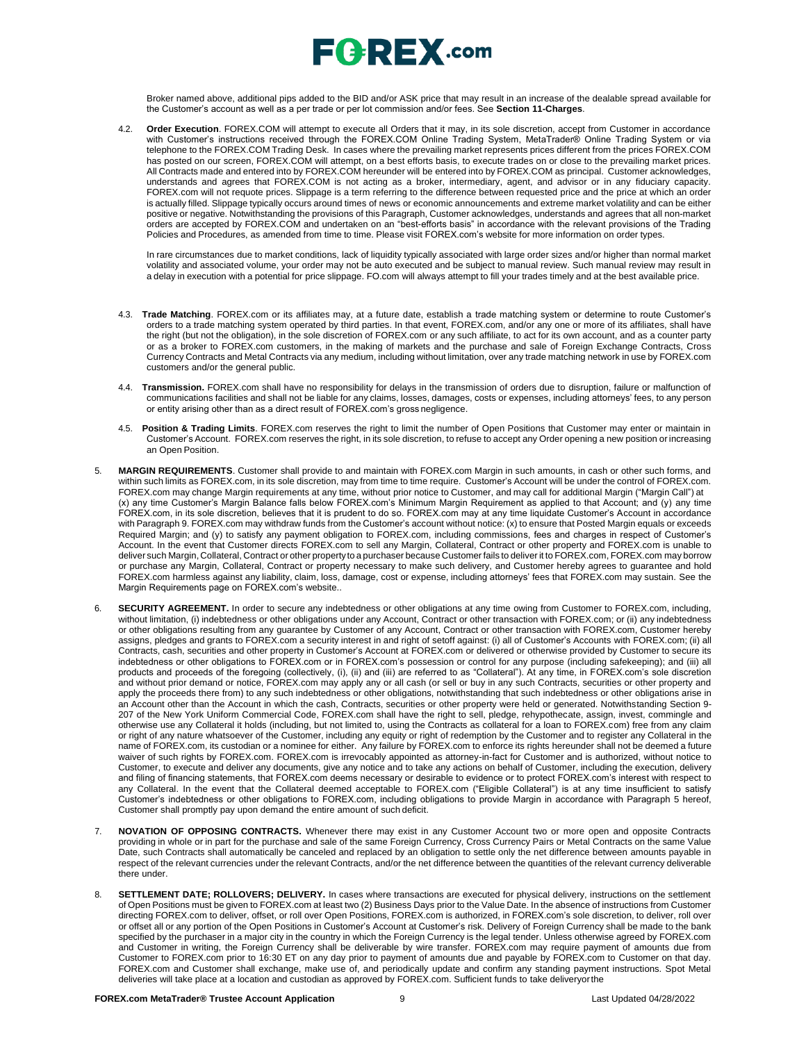Broker named above, additional pips added to the BID and/or ASK price that may result in an increase of the dealable spread available for the Customer's account as well as a per trade or per lot commission and/or fees. See **Section 11-Charges**.

4.2. **Order Execution**. FOREX.COM will attempt to execute all Orders that it may, in its sole discretion, accept from Customer in accordance with Customer's instructions received through the FOREX.COM Online Trading System, MetaTrader® Online Trading System or via telephone to the FOREX.COM Trading Desk. In cases where the prevailing market represents prices different from the prices FOREX.COM has posted on our screen, FOREX.COM will attempt, on a best efforts basis, to execute trades on or close to the prevailing market prices. All Contracts made and entered into by FOREX.COM hereunder will be entered into by FOREX.COM as principal. Customer acknowledges, understands and agrees that FOREX.COM is not acting as a broker, intermediary, agent, and advisor or in any fiduciary capacity. FOREX.com will not requote prices. Slippage is a term referring to the difference between requested price and the price at which an order is actually filled. Slippage typically occurs around times of news or economic announcements and extreme market volatility and can be either positive or negative. Notwithstanding the provisions of this Paragraph, Customer acknowledges, understands and agrees that all non-market orders are accepted by FOREX.COM and undertaken on an "best-efforts basis" in accordance with the relevant provisions of the Trading Policies and Procedures, as amended from time to time. Please visit FOREX.com's website for more information on order types.

In rare circumstances due to market conditions, lack of liquidity typically associated with large order sizes and/or higher than normal market volatility and associated volume, your order may not be auto executed and be subject to manual review. Such manual review may result in a delay in execution with a potential for price slippage. FO.com will always attempt to fill your trades timely and at the best available price.

4.3. **Trade Matching**. FOREX.com or its affiliates may, at a future date, establish a trade matching system or determine to route Customer's orders to a trade matching system operated by third parties. In that event, FOREX.com, and/or any one or more of its affiliates, shall have the right (but not the obligation), in the sole discretion of FOREX.com or any such affiliate, to act for its own account, and as a counter party or as a broker to FOREX.com customers, in the making of markets and the purchase and sale of Foreign Exchange Contracts, Cross Currency Contracts and Metal Contracts via any medium, including without limitation, over any trade matching network in use by FOREX.com customers and/or the general public.

4.4. **Transmission.** FOREX.com shall have no responsibility for delays in the transmission of orders due to disruption, failure or malfunction of communications facilities and shall not be liable for any claims, losses, damages, costs or expenses, including attorneys' fees, to any person or entity arising other than as a direct result of FOREX.com's gross negligence.

4.5. **Position & Trading Limits**. FOREX.com reserves the right to limit the number of Open Positions that Customer may enter or maintain in Customer's Account. FOREX.com reserves the right, in its sole discretion, to refuse to accept any Order opening a new position or increasing an Open Position.

5. **MARGIN REQUIREMENTS**. Customer shall provide to and maintain with FOREX.com Margin in such amounts, in cash or other such forms, and within such limits as FOREX.com, in its sole discretion, may from time to time require. Customer's Account will be under the control of FOREX.com. FOREX.com may change Margin requirements at any time, without prior notice to Customer, and may call for additional Margin ("Margin Call") at (x) any time Customer's Margin Balance falls below FOREX.com's Minimum Margin Requirement as applied to that Account; and (y) any time FOREX.com, in its sole discretion, believes that it is prudent to do so. FOREX.com may at any time liquidate Customer's Account in accordance with Paragraph 9. FOREX.com may withdraw funds from the Customer's account without notice: (x) to ensure that Posted Margin equals or exceeds Required Margin; and (y) to satisfy any payment obligation to FOREX.com, including commissions, fees and charges in respect of Customer's Account. In the event that Customer directs FOREX.com to sell any Margin, Collateral, Contract or other property and FOREX.com is unable to deliver such Margin, Collateral, Contract or other property to a purchaser because Customer fails to deliver it to FOREX.com, FOREX.com may borrow or purchase any Margin, Collateral, Contract or property necessary to make such delivery, and Customer hereby agrees to guarantee and hold FOREX.com harmless against any liability, claim, loss, damage, cost or expense, including attorneys' fees that FOREX.com may sustain. See the Margin Requirements page on FOREX.com's website..

6. **SECURITY AGREEMENT.** In order to secure any indebtedness or other obligations at any time owing from Customer to FOREX.com, including, without limitation, (i) indebtedness or other obligations under any Account, Contract or other transaction with FOREX.com; or (ii) any indebtedness or other obligations resulting from any guarantee by Customer of any Account, Contract or other transaction with FOREX.com, Customer hereby assigns, pledges and grants to FOREX.com a security interest in and right of setoff against: (i) all of Customer's Accounts with FOREX.com; (ii) all Contracts, cash, securities and other property in Customer's Account at FOREX.com or delivered or otherwise provided by Customer to secure its indebtedness or other obligations to FOREX.com or in FOREX.com's possession or control for any purpose (including safekeeping); and (iii) all products and proceeds of the foregoing (collectively, (i), (ii) and (iii) are referred to as "Collateral"). At any time, in FOREX.com's sole discretion and without prior demand or notice, FOREX.com may apply any or all cash (or sell or buy in any such Contracts, securities or other property and apply the proceeds there from) to any such indebtedness or other obligations, notwithstanding that such indebtedness or other obligations arise in an Account other than the Account in which the cash, Contracts, securities or other property were held or generated. Notwithstanding Section 9-207 of the New York Uniform Commercial Code, FOREX.com shall have the right to sell, pledge, rehypothecate, assign, invest, commingle and otherwise use any Collateral it holds (including, but not limited to, using the Contracts as collateral for a loan to FOREX.com) free from any claim or right of any nature whatsoever of the Customer, including any equity or right of redemption by the Customer and to register any Collateral in the name of FOREX.com, its custodian or a nominee for either. Any failure by FOREX.com to enforce its rights hereunder shall not be deemed a future waiver of such rights by FOREX.com. FOREX.com is irrevocably appointed as attorney-in-fact for Customer and is authorized, without notice to Customer, to execute and deliver any documents, give any notice and to take any actions on behalf of Customer, including the execution, delivery and filing of financing statements, that FOREX.com deems necessary or desirable to evidence or to protect FOREX.com's interest with respect to any Collateral. In the event that the Collateral deemed acceptable to FOREX.com ("Eligible Collateral") is at any time insufficient to satisfy Customer's indebtedness or other obligations to FOREX.com, including obligations to provide Margin in accordance with Paragraph 5 hereof, Customer shall promptly pay upon demand the entire amount of such deficit.

7. **NOVATION OF OPPOSING CONTRACTS.** Whenever there may exist in any Customer Account two or more open and opposite Contracts providing in whole or in part for the purchase and sale of the same Foreign Currency, Cross Currency Pairs or Metal Contracts on the same Value Date, such Contracts shall automatically be canceled and replaced by an obligation to settle only the net difference between amounts payable in respect of the relevant currencies under the relevant Contracts, and/or the net difference between the quantities of the relevant currency deliverable there under.

8. **SETTLEMENT DATE; ROLLOVERS; DELIVERY.** In cases where transactions are executed for physical delivery, instructions on the settlement of Open Positions must be given to FOREX.com at least two (2) Business Days prior to the Value Date. In the absence of instructions from Customer directing FOREX.com to deliver, offset, or roll over Open Positions, FOREX.com is authorized, in FOREX.com's sole discretion, to deliver, roll over or offset all or any portion of the Open Positions in Customer's Account at Customer's risk. Delivery of Foreign Currency shall be made to the bank specified by the purchaser in a major city in the country in which the Foreign Currency is the legal tender. Unless otherwise agreed by FOREX.com and Customer in writing, the Foreign Currency shall be deliverable by wire transfer. FOREX.com may require payment of amounts due from Customer to FOREX.com prior to 16:30 ET on any day prior to payment of amounts due and payable by FOREX.com to Customer on that day. FOREX.com and Customer shall exchange, make use of, and periodically update and confirm any standing payment instructions. Spot Metal deliveries will take place at a location and custodian as approved by FOREX.com. Sufficient funds to take deliveryor the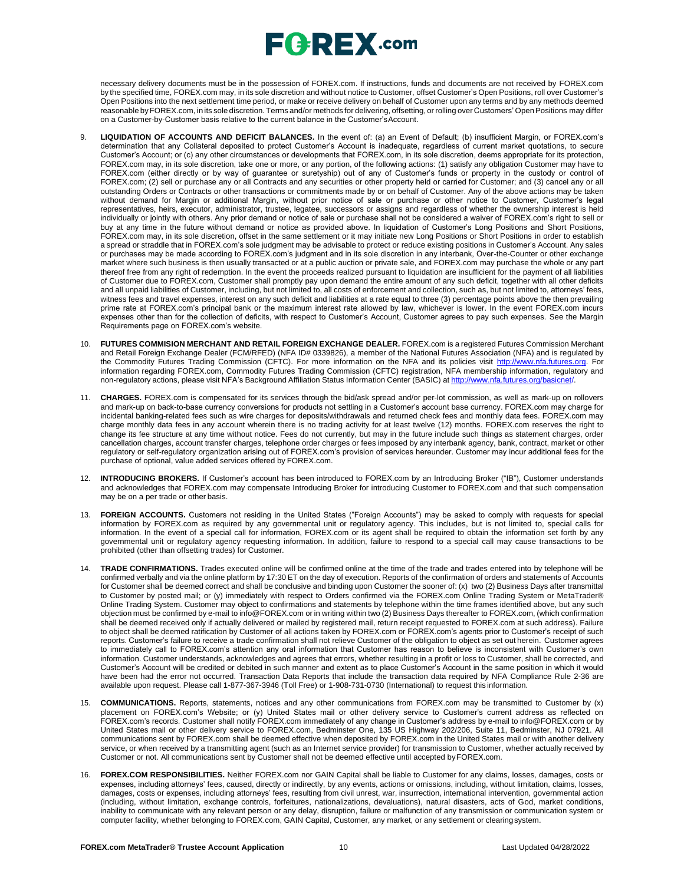necessary delivery documents must be in the possession of FOREX.com. If instructions, funds and documents are not received by FOREX.com by the specified time, FOREX.com may, in its sole discretion and without notice to Customer, offset Customer's Open Positions, roll over Customer's Open Positions into the next settlement time period, or make or receive delivery on behalf of Customer upon any terms and by any methods deemed reasonable by FOREX.com, in its sole discretion. Terms and/or methods for delivering, offsetting, or rolling over Customers' Open Positions may differ on a Customer-by-Customer basis relative to the current balance in the Customer's Account.

9. **LIQUIDATION OF ACCOUNTS AND DEFICIT BALANCES.** In the event of: (a) an Event of Default; (b) insufficient Margin, or FOREX.com's determination that any Collateral deposited to protect Customer's Account is inadequate, regardless of current market quotations, to secure Customer's Account; or (c) any other circumstances or developments that FOREX.com, in its sole discretion, deems appropriate for its protection, FOREX.com may, in its sole discretion, take one or more, or any portion, of the following actions: (1) satisfy any obligation Customer may have to FOREX.com (either directly or by way of guarantee or suretyship) out of any of Customer's funds or property in the custody or control of FOREX.com; (2) sell or purchase any or all Contracts and any securities or other property held or carried for Customer; and (3) cancel any or all outstanding Orders or Contracts or other transactions or commitments made by or on behalf of Customer. Any of the above actions may be taken without demand for Margin or additional Margin, without prior notice of sale or purchase or other notice to Customer, Customer's legal representatives, heirs, executor, administrator, trustee, legatee, successors or assigns and regardless of whether the ownership interest is held individually or jointly with others. Any prior demand or notice of sale or purchase shall not be considered a waiver of FOREX.com's right to sell or buy at any time in the future without demand or notice as provided above. In liquidation of Customer's Long Positions and Short Positions, FOREX.com may, in its sole discretion, offset in the same settlement or it may initiate new Long Positions or Short Positions in order to establish a spread or straddle that in FOREX.com's sole judgment may be advisable to protect or reduce existing positions in Customer's Account. Any sales or purchases may be made according to FOREX.com's judgment and in its sole discretion in any interbank, Over-the-Counter or other exchange market where such business is then usually transacted or at a public auction or private sale, and FOREX.com may purchase the whole or any part thereof free from any right of redemption. In the event the proceeds realized pursuant to liquidation are insufficient for the payment of all liabilities of Customer due to FOREX.com, Customer shall promptly pay upon demand the entire amount of any such deficit, together with all other deficits and all unpaid liabilities of Customer, including, but not limited to, all costs of enforcement and collection, such as, but not limited to, attorneys' fees, witness fees and travel expenses, interest on any such deficit and liabilities at a rate equal to three (3) percentage points above the then prevailing prime rate at FOREX.com's principal bank or the maximum interest rate allowed by law, whichever is lower. In the event FOREX.com incurs expenses other than for the collection of deficits, with respect to Customer's Account, Customer agrees to pay such expenses. See the Margin Requirements page on FOREX.com's website.

10. **FUTURES COMMISION MERCHANT AND RETAIL FOREIGN EXCHANGE DEALER.** FOREX.com is a registered Futures Commission Merchant and Retail Foreign Exchange Dealer (FCM/RFED) (NFA ID# 0339826), a member of the National Futures Association (NFA) and is regulated by the Commodity Futures Trading Commission (CFTC). For more information on the NFA and its policies visit http://www.nfa.futures.org. For information regarding FOREX.com, Commodity Futures Trading Commission (CFTC) registration, NFA membership information, regulatory and non-regulatory actions, please visit NFA's Background Affiliation Status Information Center (BASIC) at http://www.nfa.futures.org/basicnet/.

11. **CHARGES.** FOREX.com is compensated for its services through the bid/ask spread and/or per-lot commission, as well as mark-up on rollovers and mark-up on back-to-base currency conversions for products not settling in a Customer's account base currency. FOREX.com may charge for incidental banking-related fees such as wire charges for deposits/withdrawals and returned check fees and monthly data fees. FOREX.com may charge monthly data fees in any account wherein there is no trading activity for at least twelve (12) months. FOREX.com reserves the right to change its fee structure at any time without notice. Fees do not currently, but may in the future include such things as statement charges, order cancellation charges, account transfer charges, telephone order charges or fees imposed by any interbank agency, bank, contract, market or other regulatory or self-regulatory organization arising out of FOREX.com's provision of services hereunder. Customer may incur additional fees for the purchase of optional, value added services offered by FOREX.com.

12. **INTRODUCING BROKERS.** If Customer's account has been introduced to FOREX.com by an Introducing Broker ("IB"), Customer understands and acknowledges that FOREX.com may compensate Introducing Broker for introducing Customer to FOREX.com and that such compensation may be on a per trade or other basis.

13. **FOREIGN ACCOUNTS.** Customers not residing in the United States ("Foreign Accounts") may be asked to comply with requests for special information by FOREX.com as required by any governmental unit or regulatory agency. This includes, but is not limited to, special calls for information. In the event of a special call for information, FOREX.com or its agent shall be required to obtain the information set forth by any governmental unit or regulatory agency requesting information. In addition, failure to respond to a special call may cause transactions to be prohibited (other than offsetting trades) for Customer.

14. **TRADE CONFIRMATIONS.** Trades executed online will be confirmed online at the time of the trade and trades entered into by telephone will be confirmed verbally and via the online platform by 17:30 ET on the day of execution. Reports of the confirmation of orders and statements of Accounts for Customer shall be deemed correct and shall be conclusive and binding upon Customer the sooner of: (x) two (2) Business Days after transmittal to Customer by posted mail; or (y) immediately with respect to Orders confirmed via the FOREX.com Online Trading System or MetaTrader® Online Trading System. Customer may object to confirmations and statements by telephone within the time frames identified above, but any such objection must be confirmed by e-mail to info@FOREX.com or in writing within two (2) Business Days thereafter to FOREX.com, (which confirmation shall be deemed received only if actually delivered or mailed by registered mail, return receipt requested to FOREX.com at such address). Failure to object shall be deemed ratification by Customer of all actions taken by FOREX.com or FOREX.com's agents prior to Customer's receipt of such reports. Customer's failure to receive a trade confirmation shall not relieve Customer of the obligation to object as set out herein. Customer agrees to immediately call to FOREX.com's attention any oral information that Customer has reason to believe is inconsistent with Customer's own information. Customer understands, acknowledges and agrees that errors, whether resulting in a profit or loss to Customer, shall be corrected, and Customer's Account will be credited or debited in such manner and extent as to place Customer's Account in the same position in which it would have been had the error not occurred. Transaction Data Reports that include the transaction data required by NFA Compliance Rule 2-36 are available upon request. Please call 1-877-367-3946 (Toll Free) or 1-908-731-0730 (International) to request this information.

15. **COMMUNICATIONS.** Reports, statements, notices and any other communications from FOREX.com may be transmitted to Customer by (x) placement on FOREX.com's Website; or (y) United States mail or other delivery service to Customer's current address as reflected on FOREX.com's records. Customer shall notify FOREX.com immediately of any change in Customer's address by e-mail to info@FOREX.com or by United States mail or other delivery service to FOREX.com, Bedminster One, 135 US Highway 202/206, Suite 11, Bedminster, NJ 07921. All communications sent by FOREX.com shall be deemed effective when deposited by FOREX.com in the United States mail or with another delivery service, or when received by a transmitting agent (such as an Internet service provider) for transmission to Customer, whether actually received by Customer or not. All communications sent by Customer shall not be deemed effective until accepted by FOREX.com.

16. **FOREX.COM RESPONSIBILITIES.** Neither FOREX.com nor GAIN Capital shall be liable to Customer for any claims, losses, damages, costs or expenses, including attorneys' fees, caused, directly or indirectly, by any events, actions or omissions, including, without limitation, claims, losses, damages, costs or expenses, including attorneys' fees, resulting from civil unrest, war, insurrection, international intervention, governmental action (including, without limitation, exchange controls, forfeitures, nationalizations, devaluations), natural disasters, acts of God, market conditions, inability to communicate with any relevant person or any delay, disruption, failure or malfunction of any transmission or communication system or computer facility, whether belonging to FOREX.com, GAIN Capital, Customer, any market, or any settlement or clearing system.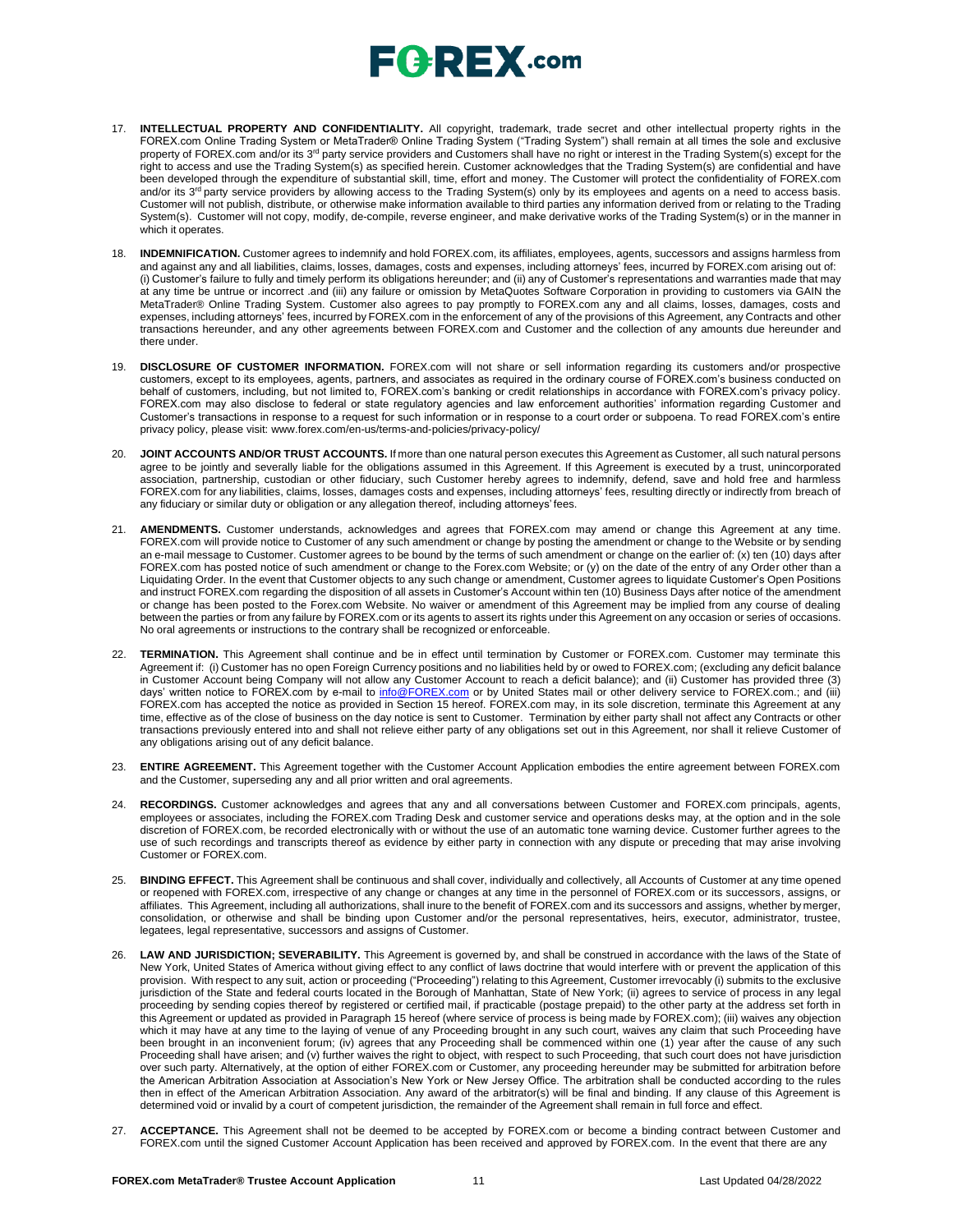17. **INTELLECTUAL PROPERTY AND CONFIDENTIALITY.** All copyright, trademark, trade secret and other intellectual property rights in the FOREX.com Online Trading System or MetaTrader® Online Trading System ("Trading System") shall remain at all times the sole and exclusive property of FOREX.com and/or its 3rd party service providers and Customers shall have no right or interest in the Trading System(s) except for the right to access and use the Trading System(s) as specified herein. Customer acknowledges that the Trading System(s) are confidential and have been developed through the expenditure of substantial skill, time, effort and money. The Customer will protect the confidentiality of FOREX.com and/or its 3rd party service providers by allowing access to the Trading System(s) only by its employees and agents on a need to access basis. Customer will not publish, distribute, or otherwise make information available to third parties any information derived from or relating to the Trading System(s). Customer will not copy, modify, de-compile, reverse engineer, and make derivative works of the Trading System(s) or in the manner in which it operates.

18. **INDEMNIFICATION.** Customer agrees to indemnify and hold FOREX.com, its affiliates, employees, agents, successors and assigns harmless from and against any and all liabilities, claims, losses, damages, costs and expenses, including attorneys' fees, incurred by FOREX.com arising out of: (i) Customer's failure to fully and timely perform its obligations hereunder; and (ii) any of Customer's representations and warranties made that may at any time be untrue or incorrect .and (iii) any failure or omission by MetaQuotes Software Corporation in providing to customers via GAIN the MetaTrader® Online Trading System. Customer also agrees to pay promptly to FOREX.com any and all claims, losses, damages, costs and expenses, including attorneys' fees, incurred by FOREX.com in the enforcement of any of the provisions of this Agreement, any Contracts and other transactions hereunder, and any other agreements between FOREX.com and Customer and the collection of any amounts due hereunder and there under.

19. **DISCLOSURE OF CUSTOMER INFORMATION.** FOREX.com will not share or sell information regarding its customers and/or prospective customers, except to its employees, agents, partners, and associates as required in the ordinary course of FOREX.com's business conducted on behalf of customers, including, but not limited to, FOREX.com's banking or credit relationships in accordance with FOREX.com's privacy policy. FOREX.com may also disclose to federal or state regulatory agencies and law enforcement authorities' information regarding Customer and Customer's transactions in response to a request for such information or in response to a court order or subpoena. To read FOREX.com's entire privacy policy, please visit: www.forex.com/en-us/terms-and-policies/privacy-policy/

20. **JOINT ACCOUNTS AND/OR TRUST ACCOUNTS.** If more than one natural person executes this Agreement as Customer, all such natural persons agree to be jointly and severally liable for the obligations assumed in this Agreement. If this Agreement is executed by a trust, unincorporated association, partnership, custodian or other fiduciary, such Customer hereby agrees to indemnify, defend, save and hold free and harmless FOREX.com for any liabilities, claims, losses, damages costs and expenses, including attorneys' fees, resulting directly or indirectly from breach of any fiduciary or similar duty or obligation or any allegation thereof, including attorneys' fees.

21. **AMENDMENTS.** Customer understands, acknowledges and agrees that FOREX.com may amend or change this Agreement at any time. FOREX.com will provide notice to Customer of any such amendment or change by posting the amendment or change to the Website or by sending an e-mail message to Customer. Customer agrees to be bound by the terms of such amendment or change on the earlier of: (x) ten (10) days after FOREX.com has posted notice of such amendment or change to the Forex.com Website; or (y) on the date of the entry of any Order other than a Liquidating Order. In the event that Customer objects to any such change or amendment, Customer agrees to liquidate Customer's Open Positions and instruct FOREX.com regarding the disposition of all assets in Customer's Account within ten (10) Business Days after notice of the amendment or change has been posted to the Forex.com Website. No waiver or amendment of this Agreement may be implied from any course of dealing between the parties or from any failure by FOREX.com or its agents to assert its rights under this Agreement on any occasion or series of occasions. No oral agreements or instructions to the contrary shall be recognized or enforceable.

22. **TERMINATION.** This Agreement shall continue and be in effect until termination by Customer or FOREX.com. Customer may terminate this Agreement if: (i) Customer has no open Foreign Currency positions and no liabilities held by or owed to FOREX.com; (excluding any deficit balance in Customer Account being Company will not allow any Customer Account to reach a deficit balance); and (ii) Customer has provided three (3) days' written notice to FOREX.com by e-mail to info@FOREX.com or by United States mail or other delivery service to FOREX.com.; and (iii) FOREX.com has accepted the notice as provided in Section 15 hereof. FOREX.com may, in its sole discretion, terminate this Agreement at any time, effective as of the close of business on the day notice is sent to Customer. Termination by either party shall not affect any Contracts or other transactions previously entered into and shall not relieve either party of any obligations set out in this Agreement, nor shall it relieve Customer of any obligations arising out of any deficit balance.

23. **ENTIRE AGREEMENT.** This Agreement together with the Customer Account Application embodies the entire agreement between FOREX.com and the Customer, superseding any and all prior written and oral agreements.

24. **RECORDINGS.** Customer acknowledges and agrees that any and all conversations between Customer and FOREX.com principals, agents, employees or associates, including the FOREX.com Trading Desk and customer service and operations desks may, at the option and in the sole discretion of FOREX.com, be recorded electronically with or without the use of an automatic tone warning device. Customer further agrees to the use of such recordings and transcripts thereof as evidence by either party in connection with any dispute or preceding that may arise involving Customer or FOREX.com.

25. **BINDING EFFECT.** This Agreement shall be continuous and shall cover, individually and collectively, all Accounts of Customer at any time opened or reopened with FOREX.com, irrespective of any change or changes at any time in the personnel of FOREX.com or its successors, assigns, or affiliates. This Agreement, including all authorizations, shall inure to the benefit of FOREX.com and its successors and assigns, whether by merger, consolidation, or otherwise and shall be binding upon Customer and/or the personal representatives, heirs, executor, administrator, trustee, legatees, legal representative, successors and assigns of Customer.

26. **LAW AND JURISDICTION; SEVERABILITY.** This Agreement is governed by, and shall be construed in accordance with the laws of the State of New York, United States of America without giving effect to any conflict of laws doctrine that would interfere with or prevent the application of this provision. With respect to any suit, action or proceeding ("Proceeding") relating to this Agreement, Customer irrevocably (i) submits to the exclusive jurisdiction of the State and federal courts located in the Borough of Manhattan, State of New York; (ii) agrees to service of process in any legal proceeding by sending copies thereof by registered or certified mail, if practicable (postage prepaid) to the other party at the address set forth in this Agreement or updated as provided in Paragraph 15 hereof (where service of process is being made by FOREX.com); (iii) waives any objection which it may have at any time to the laying of venue of any Proceeding brought in any such court, waives any claim that such Proceeding have been brought in an inconvenient forum; (iv) agrees that any Proceeding shall be commenced within one (1) year after the cause of any such Proceeding shall have arisen; and (v) further waives the right to object, with respect to such Proceeding, that such court does not have jurisdiction over such party. Alternatively, at the option of either FOREX.com or Customer, any proceeding hereunder may be submitted for arbitration before the American Arbitration Association at Association's New York or New Jersey Office. The arbitration shall be conducted according to the rules then in effect of the American Arbitration Association. Any award of the arbitrator(s) will be final and binding. If any clause of this Agreement is determined void or invalid by a court of competent jurisdiction, the remainder of the Agreement shall remain in full force and effect.

27. **ACCEPTANCE.** This Agreement shall not be deemed to be accepted by FOREX.com or become a binding contract between Customer and FOREX.com until the signed Customer Account Application has been received and approved by FOREX.com. In the event that there are any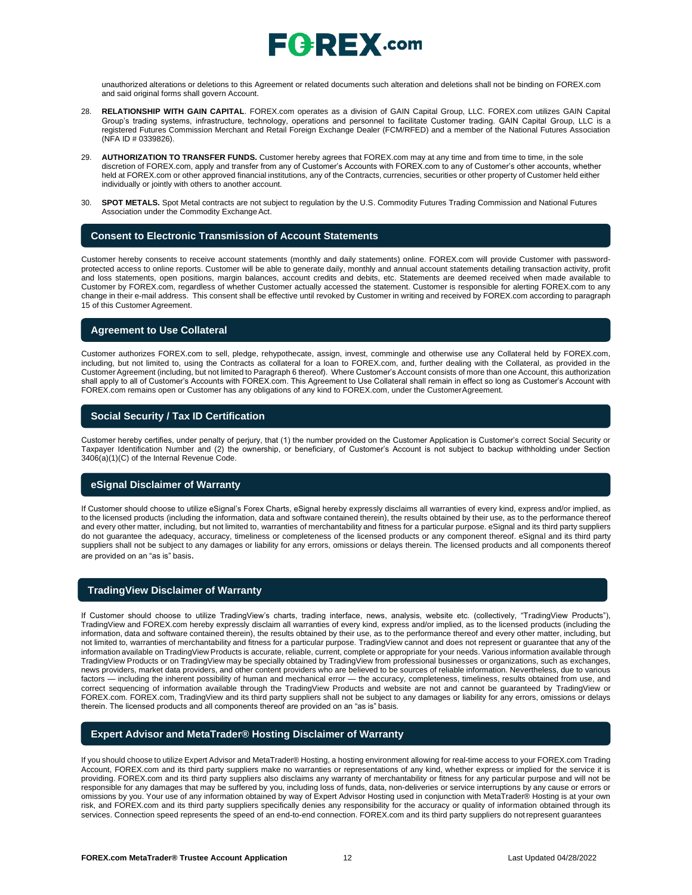unauthorized alterations or deletions to this Agreement or related documents such alteration and deletions shall not be binding on FOREX.com and said original forms shall govern Account.

28. **RELATIONSHIP WITH GAIN CAPITAL**. FOREX.com operates as a division of GAIN Capital Group, LLC. FOREX.com utilizes GAIN Capital Group's trading systems, infrastructure, technology, operations and personnel to facilitate Customer trading. GAIN Capital Group, LLC is a registered Futures Commission Merchant and Retail Foreign Exchange Dealer (FCM/RFED) and a member of the National Futures Association (NFA ID # 0339826).

29. **AUTHORIZATION TO TRANSFER FUNDS.** Customer hereby agrees that FOREX.com may at any time and from time to time, in the sole discretion of FOREX.com, apply and transfer from any of Customer's Accounts with FOREX.com to any of Customer's other accounts, whether held at FOREX.com or other approved financial institutions, any of the Contracts, currencies, securities or other property of Customer held either individually or jointly with others to another account.

30. **SPOT METALS.** Spot Metal contracts are not subject to regulation by the U.S. Commodity Futures Trading Commission and National Futures Association under the Commodity Exchange Act.

## Consent to Electronic Transmission of Account Statements

Customer hereby consents to receive account statements (monthly and daily statements) online. FOREX.com will provide Customer with password-protected access to online reports. Customer will be able to generate daily, monthly and annual account statements detailing transaction activity, profit and loss statements, open positions, margin balances, account credits and debits, etc. Statements are deemed received when made available to Customer by FOREX.com, regardless of whether Customer actually accessed the statement. Customer is responsible for alerting FOREX.com to any change in their e-mail address. This consent shall be effective until revoked by Customer in writing and received by FOREX.com according to paragraph 15 of this Customer Agreement.

## Agreement to Use Collateral

Customer authorizes FOREX.com to sell, pledge, rehypothecate, assign, invest, commingle and otherwise use any Collateral held by FOREX.com, including, but not limited to, using the Contracts as collateral for a loan to FOREX.com, and, further dealing with the Collateral, as provided in the Customer Agreement (including, but not limited to Paragraph 6 thereof). Where Customer's Account consists of more than one Account, this authorization shall apply to all of Customer's Accounts with FOREX.com. This Agreement to Use Collateral shall remain in effect so long as Customer's Account with FOREX.com remains open or Customer has any obligations of any kind to FOREX.com, under the Customer Agreement.

## Social Security / Tax ID Certification

Customer hereby certifies, under penalty of perjury, that (1) the number provided on the Customer Application is Customer's correct Social Security or Taxpayer Identification Number and (2) the ownership, or beneficiary, of Customer's Account is not subject to backup withholding under Section 3406(a)(1)(C) of the Internal Revenue Code.

## eSignal Disclaimer of Warranty

If Customer should choose to utilize eSignal's Forex Charts, eSignal hereby expressly disclaims all warranties of every kind, express and/or implied, as to the licensed products (including the information, data and software contained therein), the results obtained by their use, as to the performance thereof and every other matter, including, but not limited to, warranties of merchantability and fitness for a particular purpose. eSignal and its third party suppliers do not guarantee the adequacy, accuracy, timeliness or completeness of the licensed products or any component thereof. eSignal and its third party suppliers shall not be subject to any damages or liability for any errors, omissions or delays therein. The licensed products and all components thereof are provided on an "as is" basis.

## TradingView Disclaimer of Warranty

If Customer should choose to utilize TradingView's charts, trading interface, news, analysis, website etc. (collectively, "TradingView Products"), TradingView and FOREX.com hereby expressly disclaim all warranties of every kind, express and/or implied, as to the licensed products (including the information, data and software contained therein), the results obtained by their use, as to the performance thereof and every other matter, including, but not limited to, warranties of merchantability and fitness for a particular purpose. TradingView cannot and does not represent or guarantee that any of the information available on TradingView Products is accurate, reliable, current, complete or appropriate for your needs. Various information available through TradingView Products or on TradingView may be specially obtained by TradingView from professional businesses or organizations, such as exchanges, news providers, market data providers, and other content providers who are believed to be sources of reliable information. Nevertheless, due to various factors — including the inherent possibility of human and mechanical error — the accuracy, completeness, timeliness, results obtained from use, and correct sequencing of information available through the TradingView Products and website are not and cannot be guaranteed by TradingView or FOREX.com. FOREX.com, TradingView and its third party suppliers shall not be subject to any damages or liability for any errors, omissions or delays therein. The licensed products and all components thereof are provided on an "as is" basis.

## Expert Advisor and MetaTrader® Hosting Disclaimer of Warranty

If you should choose to utilize Expert Advisor and MetaTrader® Hosting, a hosting environment allowing for real-time access to your FOREX.com Trading Account, FOREX.com and its third party suppliers make no warranties or representations of any kind, whether express or implied for the service it is providing. FOREX.com and its third party suppliers also disclaims any warranty of merchantability or fitness for any particular purpose and will not be responsible for any damages that may be suffered by you, including loss of funds, data, non-deliveries or service interruptions by any cause or errors or omissions by you. Your use of any information obtained by way of Expert Advisor Hosting used in conjunction with MetaTrader® Hosting is at your own risk, and FOREX.com and its third party suppliers specifically denies any responsibility for the accuracy or quality of information obtained through its services. Connection speed represents the speed of an end-to-end connection. FOREX.com and its third party suppliers do not represent guarantees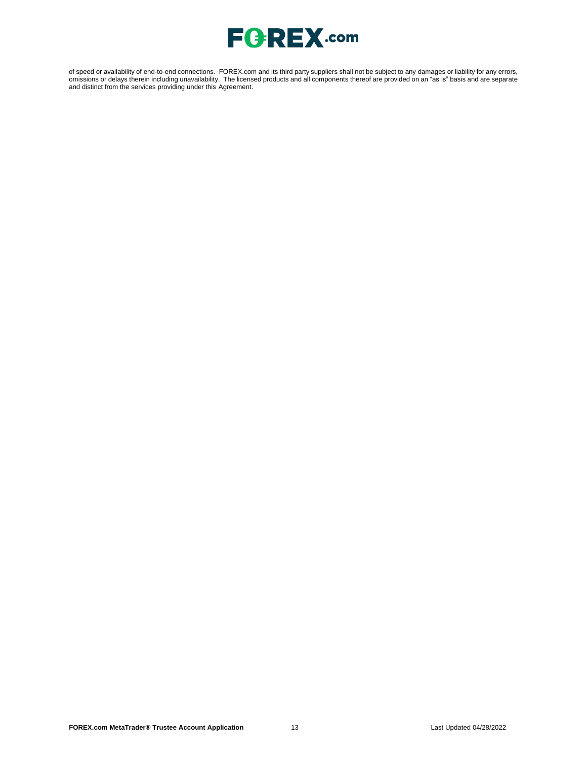of speed or availability of end-to-end connections. FOREX.com and its third party suppliers shall not be subject to any damages or liability for any errors, omissions or delays therein including unavailability. The licensed products and all components thereof are provided on an "as is" basis and are separate and distinct from the services providing under this Agreement.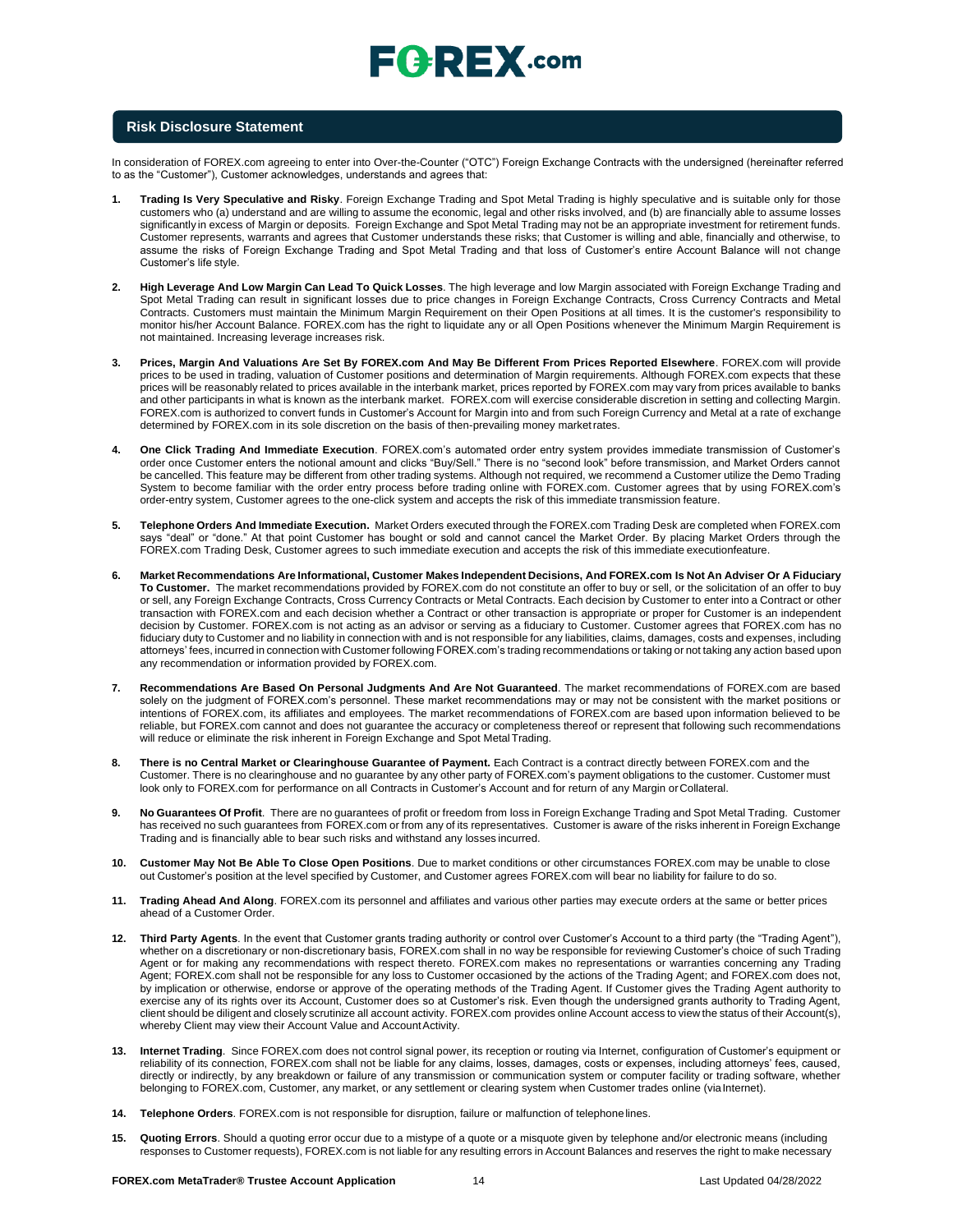## Risk Disclosure Statement

In consideration of FOREX.com agreeing to enter into Over-the-Counter ("OTC") Foreign Exchange Contracts with the undersigned (hereinafter referred to as the "Customer"), Customer acknowledges, understands and agrees that:

1. **Trading Is Very Speculative and Risky**. Foreign Exchange Trading and Spot Metal Trading is highly speculative and is suitable only for those customers who (a) understand and are willing to assume the economic, legal and other risks involved, and (b) are financially able to assume losses significantly in excess of Margin or deposits. Foreign Exchange and Spot Metal Trading may not be an appropriate investment for retirement funds. Customer represents, warrants and agrees that Customer understands these risks; that Customer is willing and able, financially and otherwise, to assume the risks of Foreign Exchange Trading and Spot Metal Trading and that loss of Customer's entire Account Balance will not change Customer's life style.

2. **High Leverage And Low Margin Can Lead To Quick Losses**. The high leverage and low Margin associated with Foreign Exchange Trading and Spot Metal Trading can result in significant losses due to price changes in Foreign Exchange Contracts, Cross Currency Contracts and Metal Contracts. Customers must maintain the Minimum Margin Requirement on their Open Positions at all times. It is the customer's responsibility to monitor his/her Account Balance. FOREX.com has the right to liquidate any or all Open Positions whenever the Minimum Margin Requirement is not maintained. Increasing leverage increases risk.

3. **Prices, Margin And Valuations Are Set By FOREX.com And May Be Different From Prices Reported Elsewhere**. FOREX.com will provide prices to be used in trading, valuation of Customer positions and determination of Margin requirements. Although FOREX.com expects that these prices will be reasonably related to prices available in the interbank market, prices reported by FOREX.com may vary from prices available to banks and other participants in what is known as the interbank market. FOREX.com will exercise considerable discretion in setting and collecting Margin. FOREX.com is authorized to convert funds in Customer's Account for Margin into and from such Foreign Currency and Metal at a rate of exchange determined by FOREX.com in its sole discretion on the basis of then-prevailing money market rates.

4. **One Click Trading And Immediate Execution**. FOREX.com's automated order entry system provides immediate transmission of Customer's order once Customer enters the notional amount and clicks "Buy/Sell." There is no "second look" before transmission, and Market Orders cannot be cancelled. This feature may be different from other trading systems. Although not required, we recommend a Customer utilize the Demo Trading System to become familiar with the order entry process before trading online with FOREX.com. Customer agrees that by using FOREX.com's order-entry system, Customer agrees to the one-click system and accepts the risk of this immediate transmission feature.

5. **Telephone Orders And Immediate Execution.** Market Orders executed through the FOREX.com Trading Desk are completed when FOREX.com says "deal" or "done." At that point Customer has bought or sold and cannot cancel the Market Order. By placing Market Orders through the FOREX.com Trading Desk, Customer agrees to such immediate execution and accepts the risk of this immediate executionfeature.

6. **Market Recommendations Are Informational, Customer Makes Independent Decisions, And FOREX.com Is Not An Adviser Or A Fiduciary To Customer.** The market recommendations provided by FOREX.com do not constitute an offer to buy or sell, or the solicitation of an offer to buy or sell, any Foreign Exchange Contracts, Cross Currency Contracts or Metal Contracts. Each decision by Customer to enter into a Contract or other transaction with FOREX.com and each decision whether a Contract or other transaction is appropriate or proper for Customer is an independent decision by Customer. FOREX.com is not acting as an advisor or serving as a fiduciary to Customer. Customer agrees that FOREX.com has no fiduciary duty to Customer and no liability in connection with and is not responsible for any liabilities, claims, damages, costs and expenses, including attorneys' fees, incurred in connection with Customer following FOREX.com's trading recommendations or taking or not taking any action based upon any recommendation or information provided by FOREX.com.

7. **Recommendations Are Based On Personal Judgments And Are Not Guaranteed**. The market recommendations of FOREX.com are based solely on the judgment of FOREX.com's personnel. These market recommendations may or may not be consistent with the market positions or intentions of FOREX.com, its affiliates and employees. The market recommendations of FOREX.com are based upon information believed to be reliable, but FOREX.com cannot and does not guarantee the accuracy or completeness thereof or represent that following such recommendations will reduce or eliminate the risk inherent in Foreign Exchange and Spot Metal Trading.

8. **There is no Central Market or Clearinghouse Guarantee of Payment.** Each Contract is a contract directly between FOREX.com and the Customer. There is no clearinghouse and no guarantee by any other party of FOREX.com's payment obligations to the customer. Customer must look only to FOREX.com for performance on all Contracts in Customer's Account and for return of any Margin or Collateral.

9. **No Guarantees Of Profit**. There are no guarantees of profit or freedom from loss in Foreign Exchange Trading and Spot Metal Trading. Customer has received no such guarantees from FOREX.com or from any of its representatives. Customer is aware of the risks inherent in Foreign Exchange Trading and is financially able to bear such risks and withstand any losses incurred.

10. **Customer May Not Be Able To Close Open Positions**. Due to market conditions or other circumstances FOREX.com may be unable to close out Customer's position at the level specified by Customer, and Customer agrees FOREX.com will bear no liability for failure to do so.

11. **Trading Ahead And Along**. FOREX.com its personnel and affiliates and various other parties may execute orders at the same or better prices ahead of a Customer Order.

12. **Third Party Agents**. In the event that Customer grants trading authority or control over Customer's Account to a third party (the "Trading Agent"), whether on a discretionary or non-discretionary basis, FOREX.com shall in no way be responsible for reviewing Customer's choice of such Trading Agent or for making any recommendations with respect thereto. FOREX.com makes no representations or warranties concerning any Trading Agent; FOREX.com shall not be responsible for any loss to Customer occasioned by the actions of the Trading Agent; and FOREX.com does not, by implication or otherwise, endorse or approve of the operating methods of the Trading Agent. If Customer gives the Trading Agent authority to exercise any of its rights over its Account, Customer does so at Customer's risk. Even though the undersigned grants authority to Trading Agent, client should be diligent and closely scrutinize all account activity. FOREX.com provides online Account access to view the status of their Account(s), whereby Client may view their Account Value and Account Activity.

13. **Internet Trading**. Since FOREX.com does not control signal power, its reception or routing via Internet, configuration of Customer's equipment or reliability of its connection, FOREX.com shall not be liable for any claims, losses, damages, costs or expenses, including attorneys' fees, caused, directly or indirectly, by any breakdown or failure of any transmission or communication system or computer facility or trading software, whether belonging to FOREX.com, Customer, any market, or any settlement or clearing system when Customer trades online (via Internet).

14. **Telephone Orders**. FOREX.com is not responsible for disruption, failure or malfunction of telephone lines.

15. **Quoting Errors**. Should a quoting error occur due to a mistype of a quote or a misquote given by telephone and/or electronic means (including responses to Customer requests), FOREX.com is not liable for any resulting errors in Account Balances and reserves the right to make necessary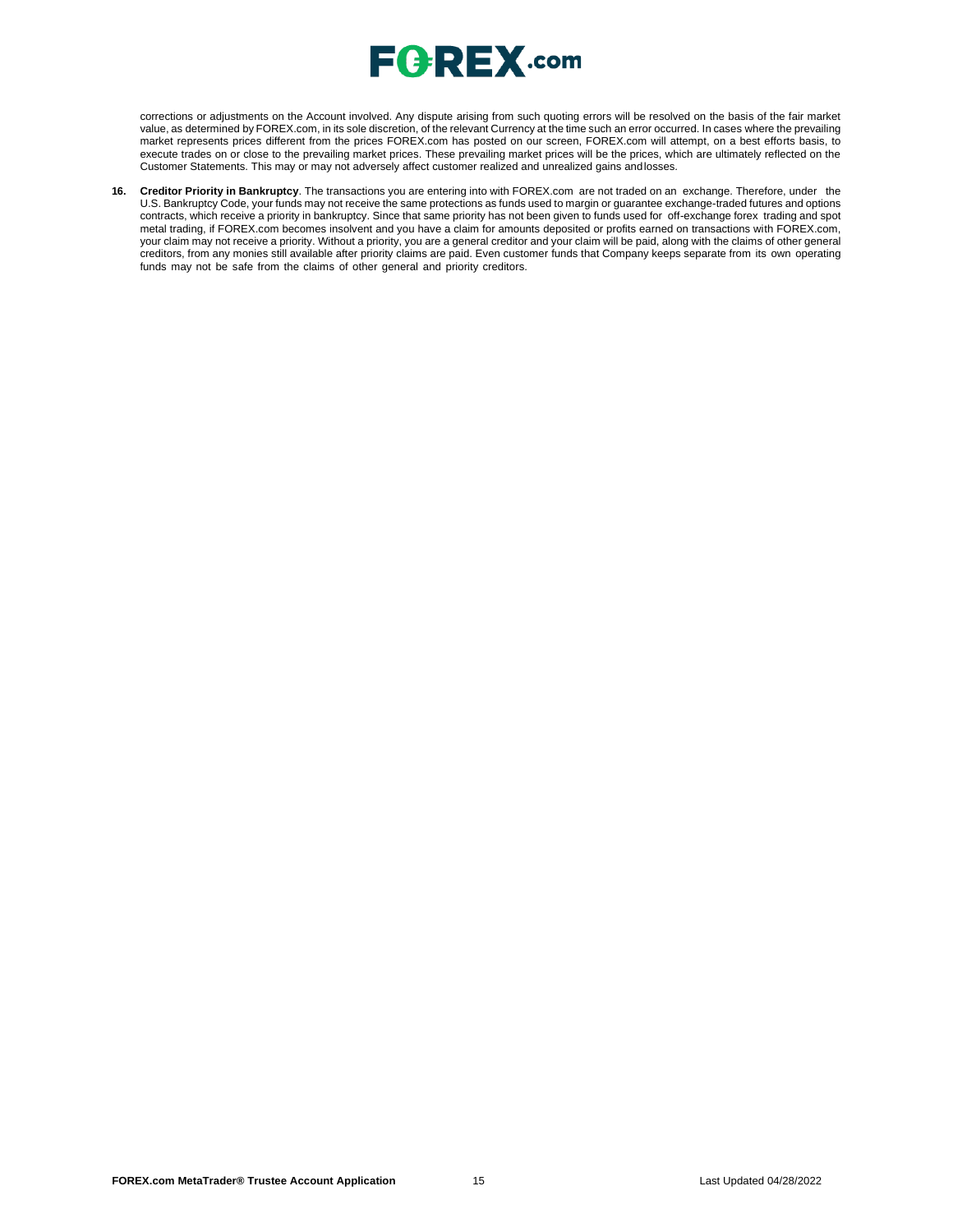corrections or adjustments on the Account involved. Any dispute arising from such quoting errors will be resolved on the basis of the fair market value, as determined by FOREX.com, in its sole discretion, of the relevant Currency at the time such an error occurred. In cases where the prevailing market represents prices different from the prices FOREX.com has posted on our screen, FOREX.com will attempt, on a best efforts basis, to execute trades on or close to the prevailing market prices. These prevailing market prices will be the prices, which are ultimately reflected on the Customer Statements. This may or may not adversely affect customer realized and unrealized gains and losses.

16. **Creditor Priority in Bankruptcy**. The transactions you are entering into with FOREX.com are not traded on an exchange. Therefore, under the U.S. Bankruptcy Code, your funds may not receive the same protections as funds used to margin or guarantee exchange-traded futures and options contracts, which receive a priority in bankruptcy. Since that same priority has not been given to funds used for off-exchange forex trading and spot metal trading, if FOREX.com becomes insolvent and you have a claim for amounts deposited or profits earned on transactions with FOREX.com, your claim may not receive a priority. Without a priority, you are a general creditor and your claim will be paid, along with the claims of other general creditors, from any monies still available after priority claims are paid. Even customer funds that Company keeps separate from its own operating funds may not be safe from the claims of other general and priority creditors.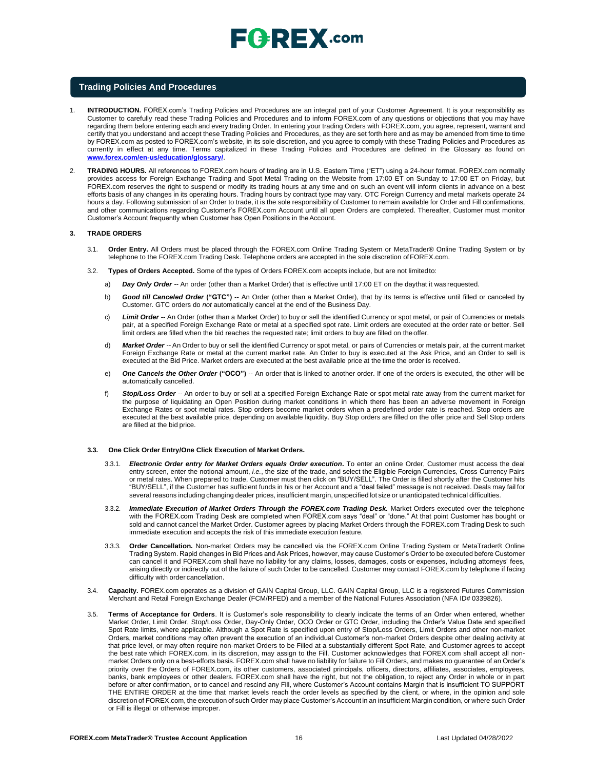## Trading Policies And Procedures

1. **INTRODUCTION.** FOREX.com's Trading Policies and Procedures are an integral part of your Customer Agreement. It is your responsibility as Customer to carefully read these Trading Policies and Procedures and to inform FOREX.com of any questions or objections that you may have regarding them before entering each and every trading Order. In entering your trading Orders with FOREX.com, you agree, represent, warrant and certify that you understand and accept these Trading Policies and Procedures, as they are set forth here and as may be amended from time to time by FOREX.com as posted to FOREX.com's website, in its sole discretion, and you agree to comply with these Trading Policies and Procedures as currently in effect at any time. Terms capitalized in these Trading Policies and Procedures are defined in the Glossary as found on **www.forex.com/en-us/education/glossary/**.

2. **TRADING HOURS.** All references to FOREX.com hours of trading are in U.S. Eastern Time ("ET") using a 24-hour format. FOREX.com normally provides access for Foreign Exchange Trading and Spot Metal Trading on the Website from 17:00 ET on Sunday to 17:00 ET on Friday, but FOREX.com reserves the right to suspend or modify its trading hours at any time and on such an event will inform clients in advance on a best efforts basis of any changes in its operating hours. Trading hours by contract type may vary. OTC Foreign Currency and metal markets operate 24 hours a day. Following submission of an Order to trade, it is the sole responsibility of Customer to remain available for Order and Fill confirmations, and other communications regarding Customer's FOREX.com Account until all open Orders are completed. Thereafter, Customer must monitor Customer's Account frequently when Customer has Open Positions in the Account.

**3. TRADE ORDERS**

3.1. **Order Entry.** All Orders must be placed through the FOREX.com Online Trading System or MetaTrader® Online Trading System or by telephone to the FOREX.com Trading Desk. Telephone orders are accepted in the sole discretion of FOREX.com.

3.2. **Types of Orders Accepted.** Some of the types of Orders FOREX.com accepts include, but are not limited to:

a) ***Day Only Order*** -- An order (other than a Market Order) that is effective until 17:00 ET on the day that it was requested.

b) ***Good till Canceled Order*** **("GTC")** -- An Order (other than a Market Order), that by its terms is effective until filled or canceled by Customer. GTC orders do *not* automatically cancel at the end of the Business Day.

c) ***Limit Order*** -- An Order (other than a Market Order) to buy or sell the identified Currency or spot metal, or pair of Currencies or metals pair, at a specified Foreign Exchange Rate or metal at a specified spot rate. Limit orders are executed at the order rate or better. Sell limit orders are filled when the bid reaches the requested rate; limit orders to buy are filled on the offer.

d) ***Market Order*** -- An Order to buy or sell the identified Currency or spot metal, or pairs of Currencies or metals pair, at the current market Foreign Exchange Rate or metal at the current market rate. An Order to buy is executed at the Ask Price, and an Order to sell is executed at the Bid Price. Market orders are executed at the best available price at the time the order is received.

e) ***One Cancels the Other Order*** **("OCO")** -- An order that is linked to another order. If one of the orders is executed, the other will be automatically cancelled.

f) ***Stop/Loss Order*** -- An order to buy or sell at a specified Foreign Exchange Rate or spot metal rate away from the current market for the purpose of liquidating an Open Position during market conditions in which there has been an adverse movement in Foreign Exchange Rates or spot metal rates. Stop orders become market orders when a predefined order rate is reached. Stop orders are executed at the best available price, depending on available liquidity. Buy Stop orders are filled on the offer price and Sell Stop orders are filled at the bid price.

**3.3. One Click Order Entry/One Click Execution of Market Orders.**

3.3.1. ***Electronic Order entry for Market Orders equals Order execution*.** To enter an online Order, Customer must access the deal entry screen, enter the notional amount, *i.e.*, the size of the trade, and select the Eligible Foreign Currencies, Cross Currency Pairs or metal rates. When prepared to trade, Customer must then click on "BUY/SELL". The Order is filled shortly after the Customer hits "BUY/SELL", if the Customer has sufficient funds in his or her Account and a "deal failed" message is not received. Deals may fail for several reasons including changing dealer prices, insufficient margin, unspecified lot size or unanticipated technical difficulties.

3.3.2. ***Immediate Execution of Market Orders Through the FOREX.com Trading Desk.*** Market Orders executed over the telephone with the FOREX.com Trading Desk are completed when FOREX.com says "deal" or "done." At that point Customer has bought or sold and cannot cancel the Market Order. Customer agrees by placing Market Orders through the FOREX.com Trading Desk to such immediate execution and accepts the risk of this immediate execution feature.

3.3.3. **Order Cancellation.** Non-market Orders may be cancelled via the FOREX.com Online Trading System or MetaTrader® Online Trading System. Rapid changes in Bid Prices and Ask Prices, however, may cause Customer's Order to be executed before Customer can cancel it and FOREX.com shall have no liability for any claims, losses, damages, costs or expenses, including attorneys' fees, arising directly or indirectly out of the failure of such Order to be cancelled. Customer may contact FOREX.com by telephone if facing difficulty with order cancellation.

3.4. **Capacity.** FOREX.com operates as a division of GAIN Capital Group, LLC. GAIN Capital Group, LLC is a registered Futures Commission Merchant and Retail Foreign Exchange Dealer (FCM/RFED) and a member of the National Futures Association (NFA ID# 0339826).

3.5. **Terms of Acceptance for Orders**. It is Customer's sole responsibility to clearly indicate the terms of an Order when entered, whether Market Order, Limit Order, Stop/Loss Order, Day-Only Order, OCO Order or GTC Order, including the Order's Value Date and specified Spot Rate limits, where applicable. Although a Spot Rate is specified upon entry of Stop/Loss Orders, Limit Orders and other non-market Orders, market conditions may often prevent the execution of an individual Customer's non-market Orders despite other dealing activity at that price level, or may often require non-market Orders to be Filled at a substantially different Spot Rate, and Customer agrees to accept the best rate which FOREX.com, in its discretion, may assign to the Fill. Customer acknowledges that FOREX.com shall accept all non-market Orders only on a best-efforts basis. FOREX.com shall have no liability for failure to Fill Orders, and makes no guarantee of an Order's priority over the Orders of FOREX.com, its other customers, associated principals, officers, directors, affiliates, associates, employees, banks, bank employees or other dealers. FOREX.com shall have the right, but not the obligation, to reject any Order in whole or in part before or after confirmation, or to cancel and rescind any Fill, where Customer's Account contains Margin that is insufficient TO SUPPORT THE ENTIRE ORDER at the time that market levels reach the order levels as specified by the client, or where, in the opinion and sole discretion of FOREX.com, the execution of such Order may place Customer's Account in an insufficient Margin condition, or where such Order or Fill is illegal or otherwise improper.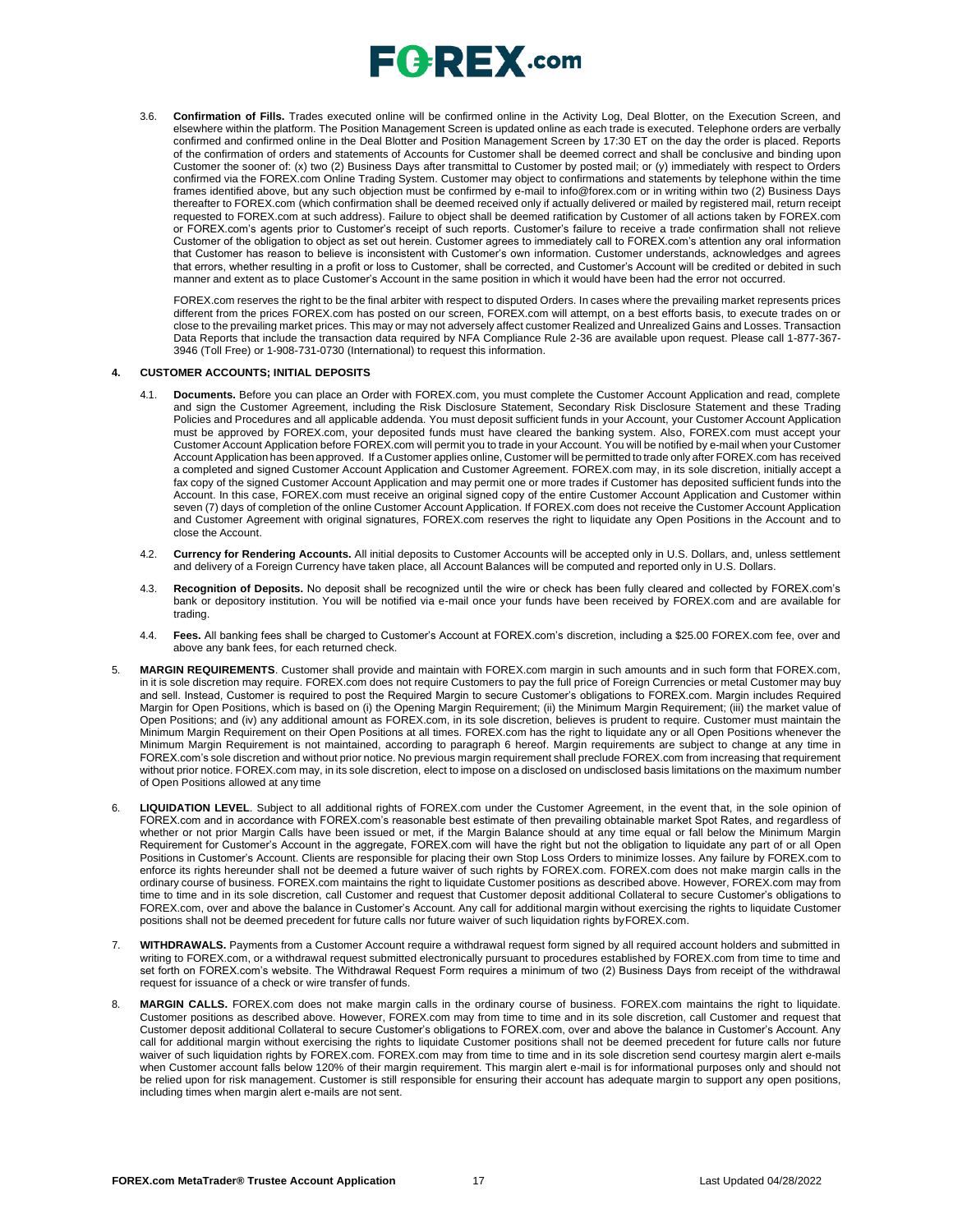3.6. **Confirmation of Fills.** Trades executed online will be confirmed online in the Activity Log, Deal Blotter, on the Execution Screen, and elsewhere within the platform. The Position Management Screen is updated online as each trade is executed. Telephone orders are verbally confirmed and confirmed online in the Deal Blotter and Position Management Screen by 17:30 ET on the day the order is placed. Reports of the confirmation of orders and statements of Accounts for Customer shall be deemed correct and shall be conclusive and binding upon Customer the sooner of: (x) two (2) Business Days after transmittal to Customer by posted mail; or (y) immediately with respect to Orders confirmed via the FOREX.com Online Trading System. Customer may object to confirmations and statements by telephone within the time frames identified above, but any such objection must be confirmed by e-mail to info@forex.com or in writing within two (2) Business Days thereafter to FOREX.com (which confirmation shall be deemed received only if actually delivered or mailed by registered mail, return receipt requested to FOREX.com at such address). Failure to object shall be deemed ratification by Customer of all actions taken by FOREX.com or FOREX.com's agents prior to Customer's receipt of such reports. Customer's failure to receive a trade confirmation shall not relieve Customer of the obligation to object as set out herein. Customer agrees to immediately call to FOREX.com's attention any oral information that Customer has reason to believe is inconsistent with Customer's own information. Customer understands, acknowledges and agrees that errors, whether resulting in a profit or loss to Customer, shall be corrected, and Customer's Account will be credited or debited in such manner and extent as to place Customer's Account in the same position in which it would have been had the error not occurred.

FOREX.com reserves the right to be the final arbiter with respect to disputed Orders. In cases where the prevailing market represents prices different from the prices FOREX.com has posted on our screen, FOREX.com will attempt, on a best efforts basis, to execute trades on or close to the prevailing market prices. This may or may not adversely affect customer Realized and Unrealized Gains and Losses. Transaction Data Reports that include the transaction data required by NFA Compliance Rule 2-36 are available upon request. Please call 1-877-367-3946 (Toll Free) or 1-908-731-0730 (International) to request this information.

**4. CUSTOMER ACCOUNTS; INITIAL DEPOSITS**

4.1. **Documents.** Before you can place an Order with FOREX.com, you must complete the Customer Account Application and read, complete and sign the Customer Agreement, including the Risk Disclosure Statement, Secondary Risk Disclosure Statement and these Trading Policies and Procedures and all applicable addenda. You must deposit sufficient funds in your Account, your Customer Account Application must be approved by FOREX.com, your deposited funds must have cleared the banking system. Also, FOREX.com must accept your Customer Account Application before FOREX.com will permit you to trade in your Account. You will be notified by e-mail when your Customer Account Application has been approved. If a Customer applies online, Customer will be permitted to trade only after FOREX.com has received a completed and signed Customer Account Application and Customer Agreement. FOREX.com may, in its sole discretion, initially accept a fax copy of the signed Customer Account Application and may permit one or more trades if Customer has deposited sufficient funds into the Account. In this case, FOREX.com must receive an original signed copy of the entire Customer Account Application and Customer within seven (7) days of completion of the online Customer Account Application. If FOREX.com does not receive the Customer Account Application and Customer Agreement with original signatures, FOREX.com reserves the right to liquidate any Open Positions in the Account and to close the Account.

4.2. **Currency for Rendering Accounts.** All initial deposits to Customer Accounts will be accepted only in U.S. Dollars, and, unless settlement and delivery of a Foreign Currency have taken place, all Account Balances will be computed and reported only in U.S. Dollars.

4.3. **Recognition of Deposits.** No deposit shall be recognized until the wire or check has been fully cleared and collected by FOREX.com's bank or depository institution. You will be notified via e-mail once your funds have been received by FOREX.com and are available for trading.

4.4. **Fees.** All banking fees shall be charged to Customer's Account at FOREX.com's discretion, including a $25.00 FOREX.com fee, over and above any bank fees, for each returned check.

5. **MARGIN REQUIREMENTS**. Customer shall provide and maintain with FOREX.com margin in such amounts and in such form that FOREX.com, in it is sole discretion may require. FOREX.com does not require Customers to pay the full price of Foreign Currencies or metal Customer may buy and sell. Instead, Customer is required to post the Required Margin to secure Customer's obligations to FOREX.com. Margin includes Required Margin for Open Positions, which is based on (i) the Opening Margin Requirement; (ii) the Minimum Margin Requirement; (iii) the market value of Open Positions; and (iv) any additional amount as FOREX.com, in its sole discretion, believes is prudent to require. Customer must maintain the Minimum Margin Requirement on their Open Positions at all times. FOREX.com has the right to liquidate any or all Open Positions whenever the Minimum Margin Requirement is not maintained, according to paragraph 6 hereof. Margin requirements are subject to change at any time in FOREX.com's sole discretion and without prior notice. No previous margin requirement shall preclude FOREX.com from increasing that requirement without prior notice. FOREX.com may, in its sole discretion, elect to impose on a disclosed on undisclosed basis limitations on the maximum number of Open Positions allowed at any time

6. **LIQUIDATION LEVEL**. Subject to all additional rights of FOREX.com under the Customer Agreement, in the event that, in the sole opinion of FOREX.com and in accordance with FOREX.com's reasonable best estimate of then prevailing obtainable market Spot Rates, and regardless of whether or not prior Margin Calls have been issued or met, if the Margin Balance should at any time equal or fall below the Minimum Margin Requirement for Customer's Account in the aggregate, FOREX.com will have the right but not the obligation to liquidate any part of or all Open Positions in Customer's Account. Clients are responsible for placing their own Stop Loss Orders to minimize losses. Any failure by FOREX.com to enforce its rights hereunder shall not be deemed a future waiver of such rights by FOREX.com. FOREX.com does not make margin calls in the ordinary course of business. FOREX.com maintains the right to liquidate Customer positions as described above. However, FOREX.com may from time to time and in its sole discretion, call Customer and request that Customer deposit additional Collateral to secure Customer's obligations to FOREX.com, over and above the balance in Customer's Account. Any call for additional margin without exercising the rights to liquidate Customer positions shall not be deemed precedent for future calls nor future waiver of such liquidation rights byFOREX.com.

7. **WITHDRAWALS.** Payments from a Customer Account require a withdrawal request form signed by all required account holders and submitted in writing to FOREX.com, or a withdrawal request submitted electronically pursuant to procedures established by FOREX.com from time to time and set forth on FOREX.com's website. The Withdrawal Request Form requires a minimum of two (2) Business Days from receipt of the withdrawal request for issuance of a check or wire transfer of funds.

8. **MARGIN CALLS.** FOREX.com does not make margin calls in the ordinary course of business. FOREX.com maintains the right to liquidate. Customer positions as described above. However, FOREX.com may from time to time and in its sole discretion, call Customer and request that Customer deposit additional Collateral to secure Customer's obligations to FOREX.com, over and above the balance in Customer's Account. Any call for additional margin without exercising the rights to liquidate Customer positions shall not be deemed precedent for future calls nor future waiver of such liquidation rights by FOREX.com. FOREX.com may from time to time and in its sole discretion send courtesy margin alert e-mails when Customer account falls below 120% of their margin requirement. This margin alert e-mail is for informational purposes only and should not be relied upon for risk management. Customer is still responsible for ensuring their account has adequate margin to support any open positions, including times when margin alert e-mails are not sent.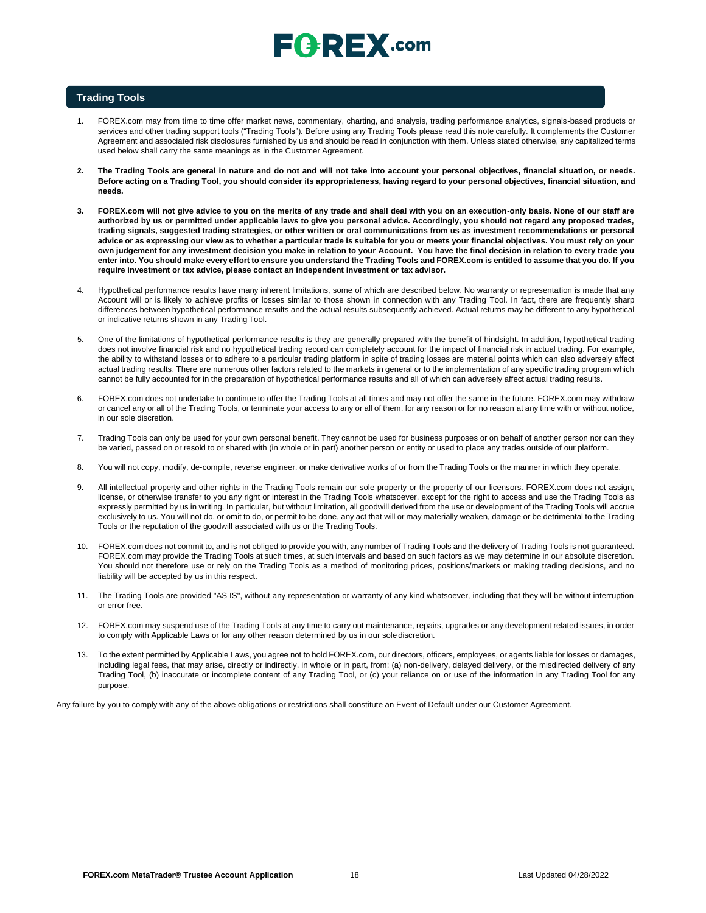## Trading Tools

1. FOREX.com may from time to time offer market news, commentary, charting, and analysis, trading performance analytics, signals-based products or services and other trading support tools ("Trading Tools"). Before using any Trading Tools please read this note carefully. It complements the Customer Agreement and associated risk disclosures furnished by us and should be read in conjunction with them. Unless stated otherwise, any capitalized terms used below shall carry the same meanings as in the Customer Agreement.

2. **The Trading Tools are general in nature and do not and will not take into account your personal objectives, financial situation, or needs. Before acting on a Trading Tool, you should consider its appropriateness, having regard to your personal objectives, financial situation, and needs.**

3. **FOREX.com will not give advice to you on the merits of any trade and shall deal with you on an execution-only basis. None of our staff are authorized by us or permitted under applicable laws to give you personal advice. Accordingly, you should not regard any proposed trades, trading signals, suggested trading strategies, or other written or oral communications from us as investment recommendations or personal advice or as expressing our view as to whether a particular trade is suitable for you or meets your financial objectives. You must rely on your own judgement for any investment decision you make in relation to your Account. You have the final decision in relation to every trade you enter into. You should make every effort to ensure you understand the Trading Tools and FOREX.com is entitled to assume that you do. If you require investment or tax advice, please contact an independent investment or tax advisor.**

4. Hypothetical performance results have many inherent limitations, some of which are described below. No warranty or representation is made that any Account will or is likely to achieve profits or losses similar to those shown in connection with any Trading Tool. In fact, there are frequently sharp differences between hypothetical performance results and the actual results subsequently achieved. Actual returns may be different to any hypothetical or indicative returns shown in any Trading Tool.

5. One of the limitations of hypothetical performance results is they are generally prepared with the benefit of hindsight. In addition, hypothetical trading does not involve financial risk and no hypothetical trading record can completely account for the impact of financial risk in actual trading. For example, the ability to withstand losses or to adhere to a particular trading platform in spite of trading losses are material points which can also adversely affect actual trading results. There are numerous other factors related to the markets in general or to the implementation of any specific trading program which cannot be fully accounted for in the preparation of hypothetical performance results and all of which can adversely affect actual trading results.

6. FOREX.com does not undertake to continue to offer the Trading Tools at all times and may not offer the same in the future. FOREX.com may withdraw or cancel any or all of the Trading Tools, or terminate your access to any or all of them, for any reason or for no reason at any time with or without notice, in our sole discretion.

7. Trading Tools can only be used for your own personal benefit. They cannot be used for business purposes or on behalf of another person nor can they be varied, passed on or resold to or shared with (in whole or in part) another person or entity or used to place any trades outside of our platform.

8. You will not copy, modify, de-compile, reverse engineer, or make derivative works of or from the Trading Tools or the manner in which they operate.

9. All intellectual property and other rights in the Trading Tools remain our sole property or the property of our licensors. FOREX.com does not assign, license, or otherwise transfer to you any right or interest in the Trading Tools whatsoever, except for the right to access and use the Trading Tools as expressly permitted by us in writing. In particular, but without limitation, all goodwill derived from the use or development of the Trading Tools will accrue exclusively to us. You will not do, or omit to do, or permit to be done, any act that will or may materially weaken, damage or be detrimental to the Trading Tools or the reputation of the goodwill associated with us or the Trading Tools.

10. FOREX.com does not commit to, and is not obliged to provide you with, any number of Trading Tools and the delivery of Trading Tools is not guaranteed. FOREX.com may provide the Trading Tools at such times, at such intervals and based on such factors as we may determine in our absolute discretion. You should not therefore use or rely on the Trading Tools as a method of monitoring prices, positions/markets or making trading decisions, and no liability will be accepted by us in this respect.

11. The Trading Tools are provided "AS IS", without any representation or warranty of any kind whatsoever, including that they will be without interruption or error free.

12. FOREX.com may suspend use of the Trading Tools at any time to carry out maintenance, repairs, upgrades or any development related issues, in order to comply with Applicable Laws or for any other reason determined by us in our sole discretion.

13. To the extent permitted by Applicable Laws, you agree not to hold FOREX.com, our directors, officers, employees, or agents liable for losses or damages, including legal fees, that may arise, directly or indirectly, in whole or in part, from: (a) non-delivery, delayed delivery, or the misdirected delivery of any Trading Tool, (b) inaccurate or incomplete content of any Trading Tool, or (c) your reliance on or use of the information in any Trading Tool for any purpose.

Any failure by you to comply with any of the above obligations or restrictions shall constitute an Event of Default under our Customer Agreement.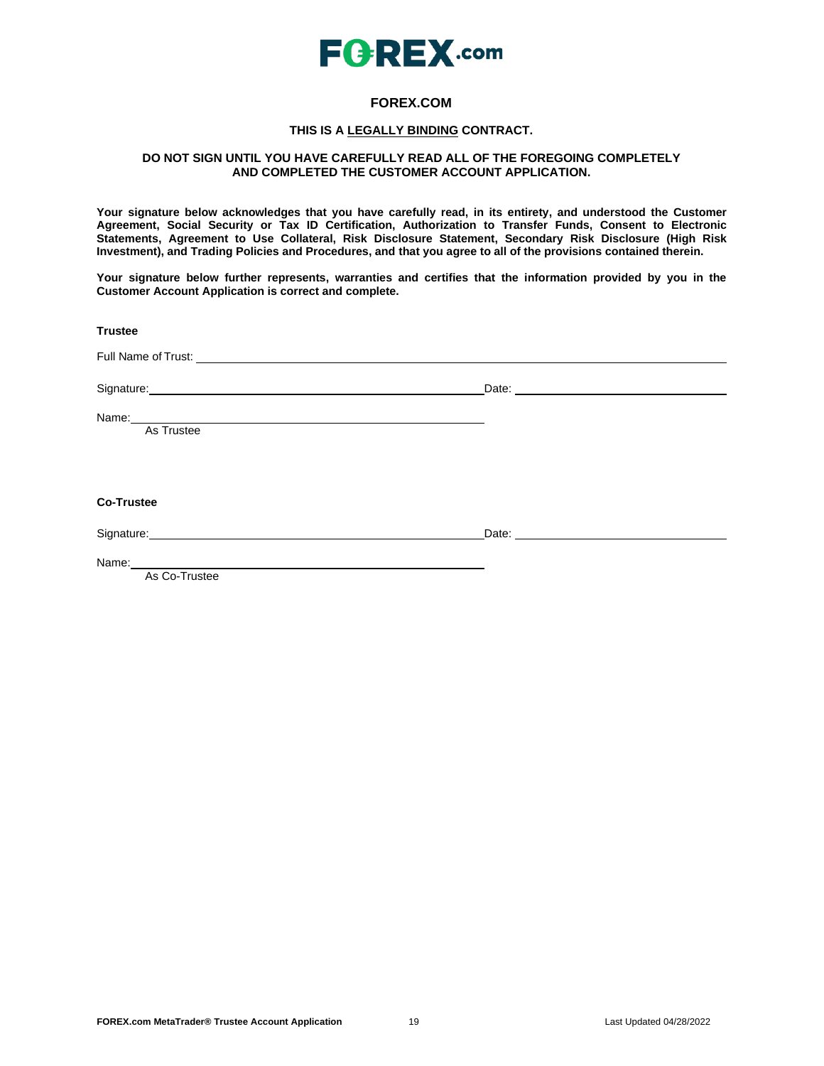# FOREX.COM

**THIS IS A LEGALLY BINDING CONTRACT.**

**DO NOT SIGN UNTIL YOU HAVE CAREFULLY READ ALL OF THE FOREGOING COMPLETELY AND COMPLETED THE CUSTOMER ACCOUNT APPLICATION.**

**Your signature below acknowledges that you have carefully read, in its entirety, and understood the Customer Agreement, Social Security or Tax ID Certification, Authorization to Transfer Funds, Consent to Electronic Statements, Agreement to Use Collateral, Risk Disclosure Statement, Secondary Risk Disclosure (High Risk Investment), and Trading Policies and Procedures, and that you agree to all of the provisions contained therein.**

**Your signature below further represents, warrants and certifies that the information provided by you in the Customer Account Application is correct and complete.**

**Trustee**

Full Name of Trust: ______________________________

Signature: ______________________________ Date: ______________________________

Name: ______________________________
As Trustee

**Co-Trustee**

Signature: ______________________________ Date: ______________________________

Name: ______________________________
As Co-Trustee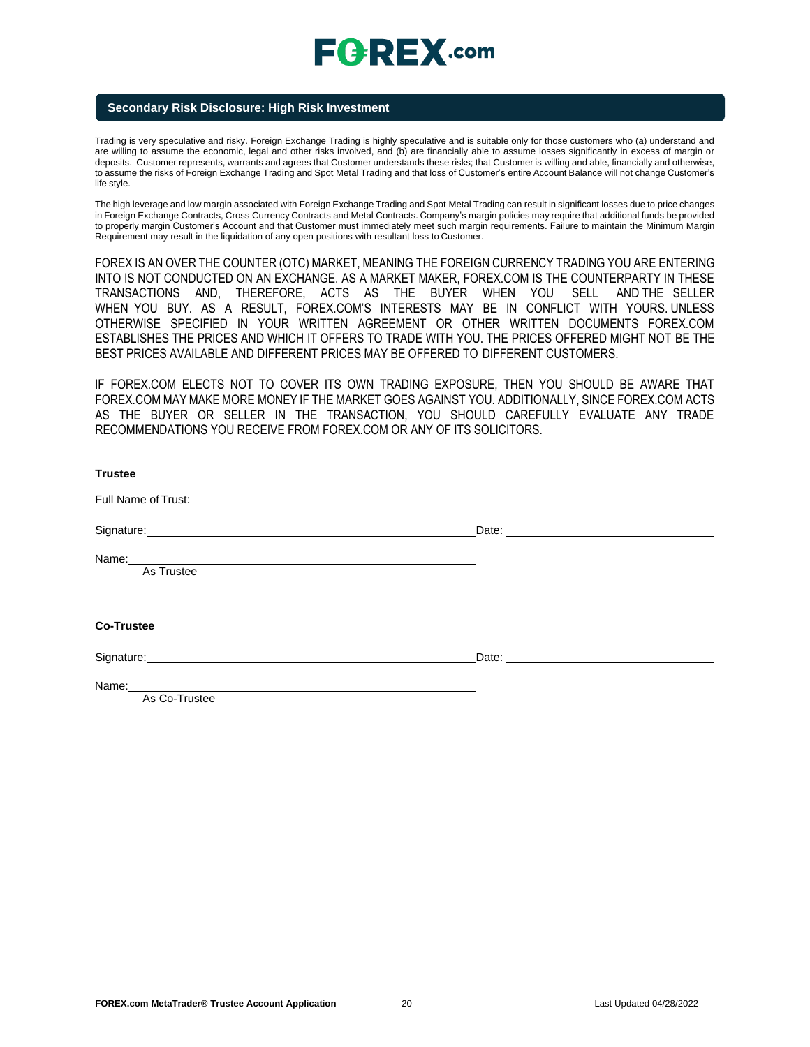## Secondary Risk Disclosure: High Risk Investment

Trading is very speculative and risky. Foreign Exchange Trading is highly speculative and is suitable only for those customers who (a) understand and are willing to assume the economic, legal and other risks involved, and (b) are financially able to assume losses significantly in excess of margin or deposits. Customer represents, warrants and agrees that Customer understands these risks; that Customer is willing and able, financially and otherwise, to assume the risks of Foreign Exchange Trading and Spot Metal Trading and that loss of Customer's entire Account Balance will not change Customer's life style.

The high leverage and low margin associated with Foreign Exchange Trading and Spot Metal Trading can result in significant losses due to price changes in Foreign Exchange Contracts, Cross Currency Contracts and Metal Contracts. Company's margin policies may require that additional funds be provided to properly margin Customer's Account and that Customer must immediately meet such margin requirements. Failure to maintain the Minimum Margin Requirement may result in the liquidation of any open positions with resultant loss to Customer.

FOREX IS AN OVER THE COUNTER (OTC) MARKET, MEANING THE FOREIGN CURRENCY TRADING YOU ARE ENTERING INTO IS NOT CONDUCTED ON AN EXCHANGE. AS A MARKET MAKER, FOREX.COM IS THE COUNTERPARTY IN THESE TRANSACTIONS AND, THEREFORE, ACTS AS THE BUYER WHEN YOU SELL AND THE SELLER WHEN YOU BUY. AS A RESULT, FOREX.COM'S INTERESTS MAY BE IN CONFLICT WITH YOURS. UNLESS OTHERWISE SPECIFIED IN YOUR WRITTEN AGREEMENT OR OTHER WRITTEN DOCUMENTS FOREX.COM ESTABLISHES THE PRICES AND WHICH IT OFFERS TO TRADE WITH YOU. THE PRICES OFFERED MIGHT NOT BE THE BEST PRICES AVAILABLE AND DIFFERENT PRICES MAY BE OFFERED TO DIFFERENT CUSTOMERS.

IF FOREX.COM ELECTS NOT TO COVER ITS OWN TRADING EXPOSURE, THEN YOU SHOULD BE AWARE THAT FOREX.COM MAY MAKE MORE MONEY IF THE MARKET GOES AGAINST YOU. ADDITIONALLY, SINCE FOREX.COM ACTS AS THE BUYER OR SELLER IN THE TRANSACTION, YOU SHOULD CAREFULLY EVALUATE ANY TRADE RECOMMENDATIONS YOU RECEIVE FROM FOREX.COM OR ANY OF ITS SOLICITORS.

**Trustee**

Full Name of Trust: ______________________________

Signature: ______________________________ Date: ______________________________

Name: ______________________________
As Trustee

**Co-Trustee**

Signature: ______________________________ Date: ______________________________

Name: ______________________________
As Co-Trustee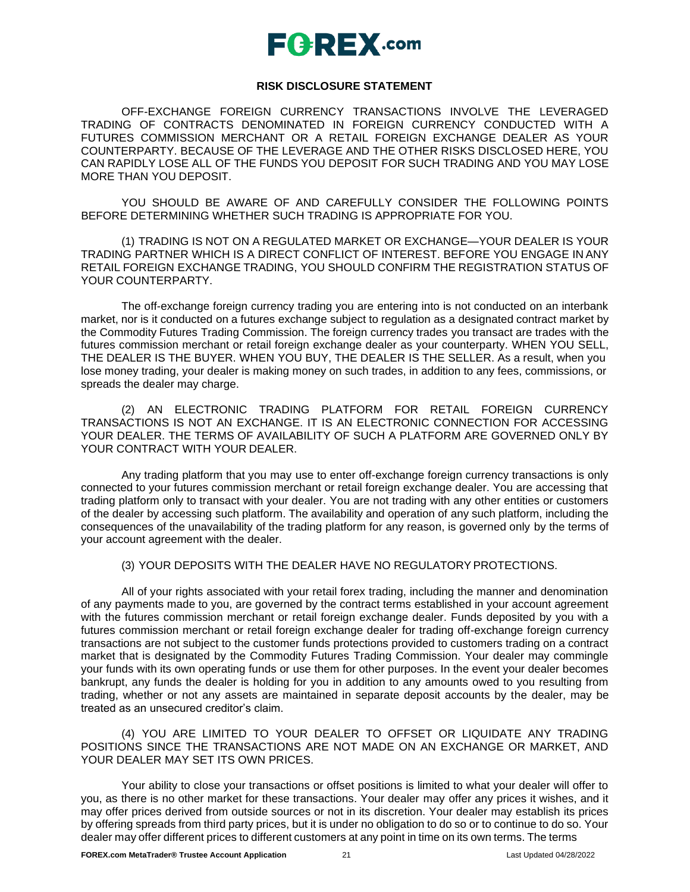## RISK DISCLOSURE STATEMENT

OFF-EXCHANGE FOREIGN CURRENCY TRANSACTIONS INVOLVE THE LEVERAGED TRADING OF CONTRACTS DENOMINATED IN FOREIGN CURRENCY CONDUCTED WITH A FUTURES COMMISSION MERCHANT OR A RETAIL FOREIGN EXCHANGE DEALER AS YOUR COUNTERPARTY. BECAUSE OF THE LEVERAGE AND THE OTHER RISKS DISCLOSED HERE, YOU CAN RAPIDLY LOSE ALL OF THE FUNDS YOU DEPOSIT FOR SUCH TRADING AND YOU MAY LOSE MORE THAN YOU DEPOSIT.

YOU SHOULD BE AWARE OF AND CAREFULLY CONSIDER THE FOLLOWING POINTS BEFORE DETERMINING WHETHER SUCH TRADING IS APPROPRIATE FOR YOU.

(1) TRADING IS NOT ON A REGULATED MARKET OR EXCHANGE—YOUR DEALER IS YOUR TRADING PARTNER WHICH IS A DIRECT CONFLICT OF INTEREST. BEFORE YOU ENGAGE IN ANY RETAIL FOREIGN EXCHANGE TRADING, YOU SHOULD CONFIRM THE REGISTRATION STATUS OF YOUR COUNTERPARTY.

The off-exchange foreign currency trading you are entering into is not conducted on an interbank market, nor is it conducted on a futures exchange subject to regulation as a designated contract market by the Commodity Futures Trading Commission. The foreign currency trades you transact are trades with the futures commission merchant or retail foreign exchange dealer as your counterparty. WHEN YOU SELL, THE DEALER IS THE BUYER. WHEN YOU BUY, THE DEALER IS THE SELLER. As a result, when you lose money trading, your dealer is making money on such trades, in addition to any fees, commissions, or spreads the dealer may charge.

(2) AN ELECTRONIC TRADING PLATFORM FOR RETAIL FOREIGN CURRENCY TRANSACTIONS IS NOT AN EXCHANGE. IT IS AN ELECTRONIC CONNECTION FOR ACCESSING YOUR DEALER. THE TERMS OF AVAILABILITY OF SUCH A PLATFORM ARE GOVERNED ONLY BY YOUR CONTRACT WITH YOUR DEALER.

Any trading platform that you may use to enter off-exchange foreign currency transactions is only connected to your futures commission merchant or retail foreign exchange dealer. You are accessing that trading platform only to transact with your dealer. You are not trading with any other entities or customers of the dealer by accessing such platform. The availability and operation of any such platform, including the consequences of the unavailability of the trading platform for any reason, is governed only by the terms of your account agreement with the dealer.

(3) YOUR DEPOSITS WITH THE DEALER HAVE NO REGULATORY PROTECTIONS.

All of your rights associated with your retail forex trading, including the manner and denomination of any payments made to you, are governed by the contract terms established in your account agreement with the futures commission merchant or retail foreign exchange dealer. Funds deposited by you with a futures commission merchant or retail foreign exchange dealer for trading off-exchange foreign currency transactions are not subject to the customer funds protections provided to customers trading on a contract market that is designated by the Commodity Futures Trading Commission. Your dealer may commingle your funds with its own operating funds or use them for other purposes. In the event your dealer becomes bankrupt, any funds the dealer is holding for you in addition to any amounts owed to you resulting from trading, whether or not any assets are maintained in separate deposit accounts by the dealer, may be treated as an unsecured creditor's claim.

(4) YOU ARE LIMITED TO YOUR DEALER TO OFFSET OR LIQUIDATE ANY TRADING POSITIONS SINCE THE TRANSACTIONS ARE NOT MADE ON AN EXCHANGE OR MARKET, AND YOUR DEALER MAY SET ITS OWN PRICES.

Your ability to close your transactions or offset positions is limited to what your dealer will offer to you, as there is no other market for these transactions. Your dealer may offer any prices it wishes, and it may offer prices derived from outside sources or not in its discretion. Your dealer may establish its prices by offering spreads from third party prices, but it is under no obligation to do so or to continue to do so. Your dealer may offer different prices to different customers at any point in time on its own terms. The terms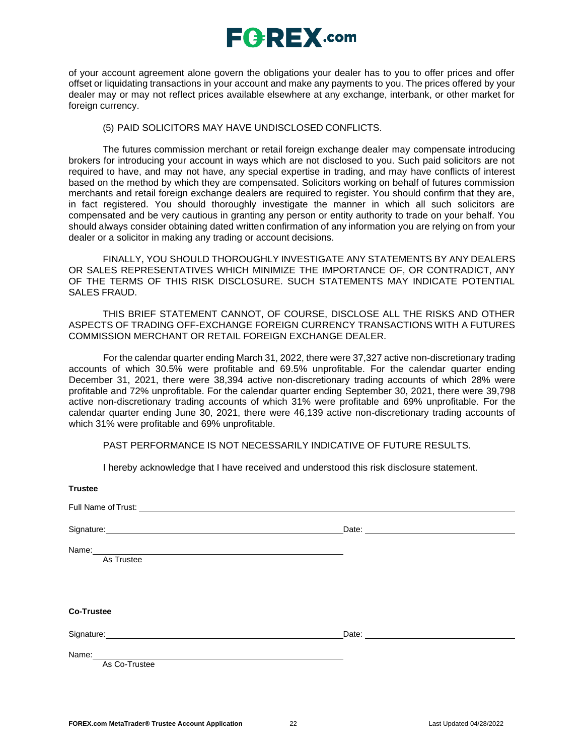of your account agreement alone govern the obligations your dealer has to you to offer prices and offer offset or liquidating transactions in your account and make any payments to you. The prices offered by your dealer may or may not reflect prices available elsewhere at any exchange, interbank, or other market for foreign currency.

(5) PAID SOLICITORS MAY HAVE UNDISCLOSED CONFLICTS.

The futures commission merchant or retail foreign exchange dealer may compensate introducing brokers for introducing your account in ways which are not disclosed to you. Such paid solicitors are not required to have, and may not have, any special expertise in trading, and may have conflicts of interest based on the method by which they are compensated. Solicitors working on behalf of futures commission merchants and retail foreign exchange dealers are required to register. You should confirm that they are, in fact registered. You should thoroughly investigate the manner in which all such solicitors are compensated and be very cautious in granting any person or entity authority to trade on your behalf. You should always consider obtaining dated written confirmation of any information you are relying on from your dealer or a solicitor in making any trading or account decisions.

FINALLY, YOU SHOULD THOROUGHLY INVESTIGATE ANY STATEMENTS BY ANY DEALERS OR SALES REPRESENTATIVES WHICH MINIMIZE THE IMPORTANCE OF, OR CONTRADICT, ANY OF THE TERMS OF THIS RISK DISCLOSURE. SUCH STATEMENTS MAY INDICATE POTENTIAL SALES FRAUD.

THIS BRIEF STATEMENT CANNOT, OF COURSE, DISCLOSE ALL THE RISKS AND OTHER ASPECTS OF TRADING OFF-EXCHANGE FOREIGN CURRENCY TRANSACTIONS WITH A FUTURES COMMISSION MERCHANT OR RETAIL FOREIGN EXCHANGE DEALER.

For the calendar quarter ending March 31, 2022, there were 37,327 active non-discretionary trading accounts of which 30.5% were profitable and 69.5% unprofitable. For the calendar quarter ending December 31, 2021, there were 38,394 active non-discretionary trading accounts of which 28% were profitable and 72% unprofitable. For the calendar quarter ending September 30, 2021, there were 39,798 active non-discretionary trading accounts of which 31% were profitable and 69% unprofitable. For the calendar quarter ending June 30, 2021, there were 46,139 active non-discretionary trading accounts of which 31% were profitable and 69% unprofitable.

PAST PERFORMANCE IS NOT NECESSARILY INDICATIVE OF FUTURE RESULTS.

I hereby acknowledge that I have received and understood this risk disclosure statement.

**Trustee**

Full Name of Trust: ______________________________

Signature: ______________________________ Date: ______________________________

Name: ______________________________
As Trustee

**Co-Trustee**

Signature: ______________________________ Date: ______________________________

Name: ______________________________
As Co-Trustee